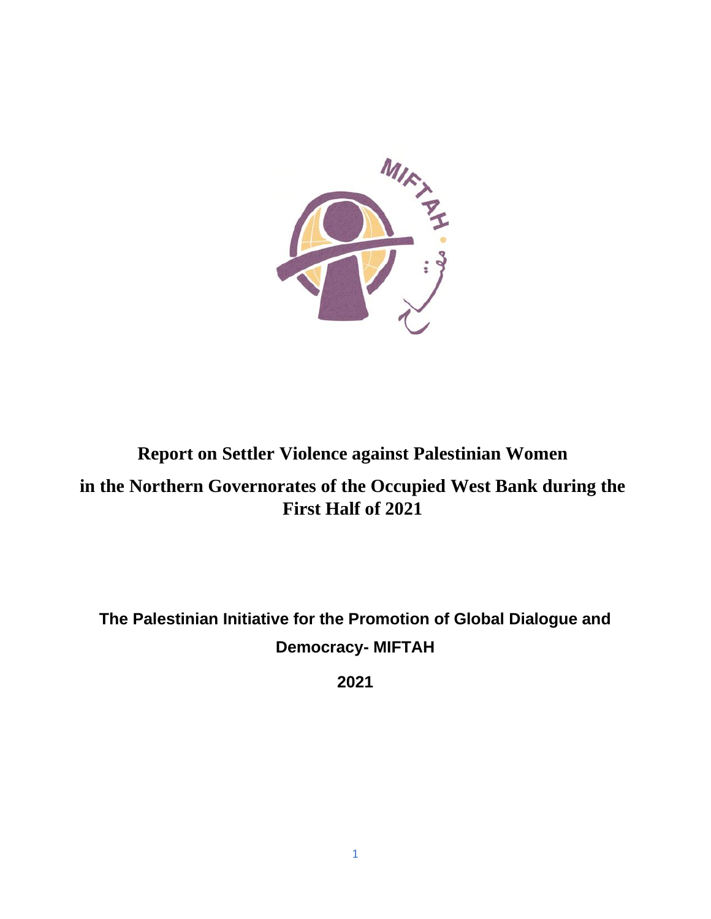# Report on Settler Violence against Palestinian Women

# in the Northern Governorates of the Occupied West Bank during the First Half of 2021

**The Palestinian Initiative for the Promotion of Global Dialogue and Democracy- MIFTAH**

**2021**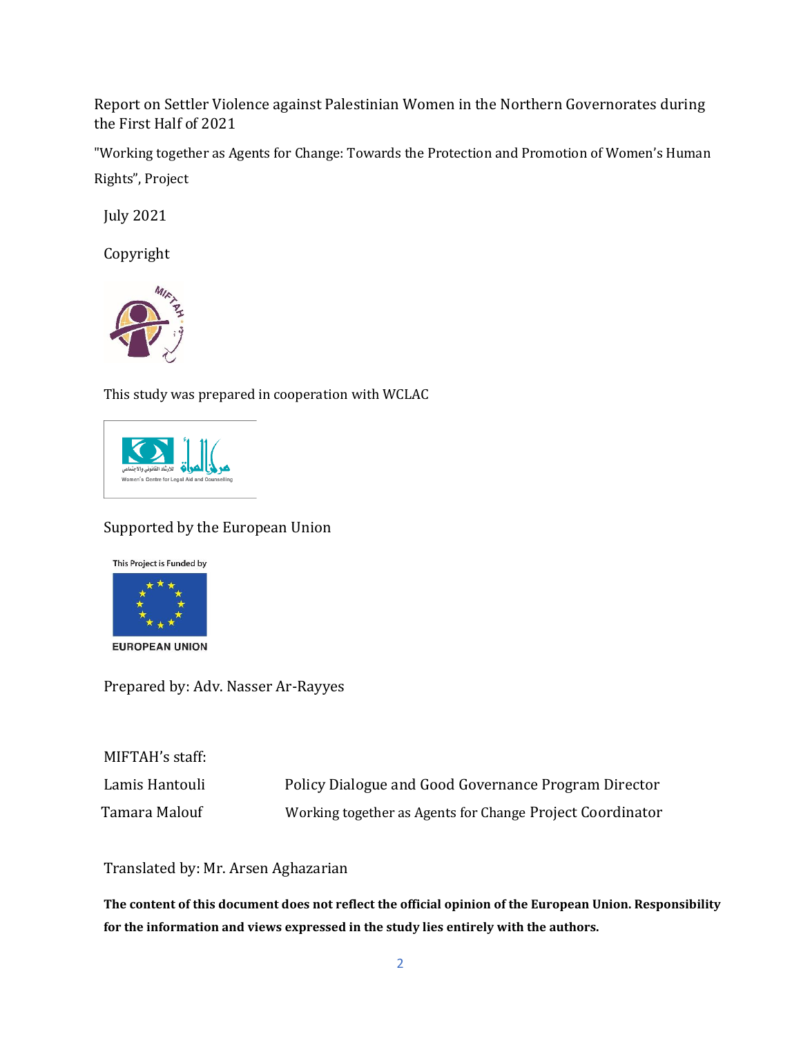Report on Settler Violence against Palestinian Women in the Northern Governorates during the First Half of 2021

"Working together as Agents for Change: Towards the Protection and Promotion of Women's Human Rights", Project

July 2021

Copyright

This study was prepared in cooperation with WCLAC

Supported by the European Union

Prepared by: Adv. Nasser Ar-Rayyes

MIFTAH's staff:

| | |
|---|---|
| Lamis Hantouli | Policy Dialogue and Good Governance Program Director |
| Tamara Malouf | Working together as Agents for Change Project Coordinator |

Translated by: Mr. Arsen Aghazarian

**The content of this document does not reflect the official opinion of the European Union. Responsibility for the information and views expressed in the study lies entirely with the authors.**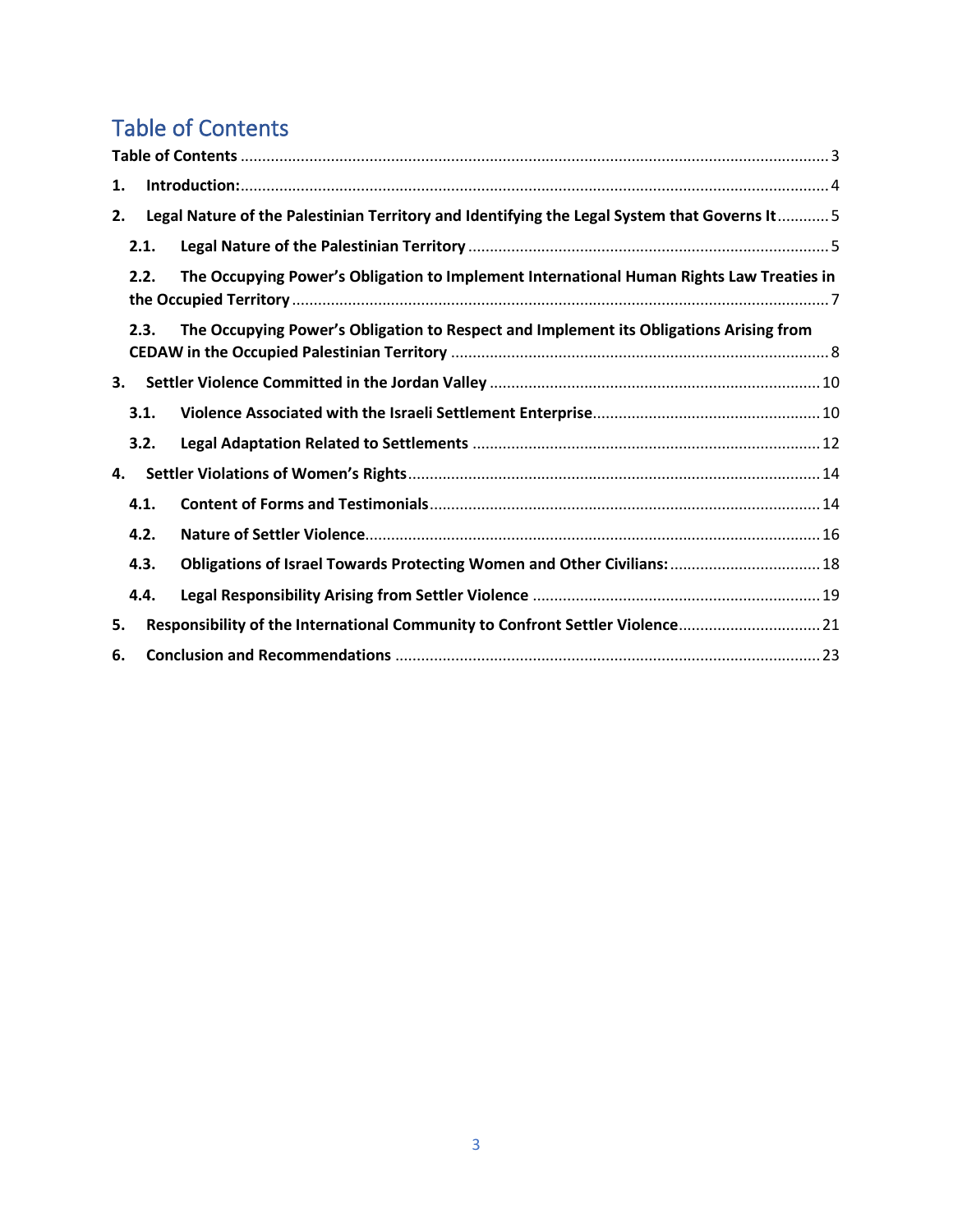# Table of Contents

**Table of Contents** ........ 3

**1. Introduction:** ........ 4

**2. Legal Nature of the Palestinian Territory and Identifying the Legal System that Governs It** ........ 5

- **2.1. Legal Nature of the Palestinian Territory** ........ 5
- **2.2. The Occupying Power's Obligation to Implement International Human Rights Law Treaties in the Occupied Territory** ........ 7
- **2.3. The Occupying Power's Obligation to Respect and Implement its Obligations Arising from CEDAW in the Occupied Palestinian Territory** ........ 8

**3. Settler Violence Committed in the Jordan Valley** ........ 10

- **3.1. Violence Associated with the Israeli Settlement Enterprise** ........ 10
- **3.2. Legal Adaptation Related to Settlements** ........ 12

**4. Settler Violations of Women's Rights** ........ 14

- **4.1. Content of Forms and Testimonials** ........ 14
- **4.2. Nature of Settler Violence** ........ 16
- **4.3. Obligations of Israel Towards Protecting Women and Other Civilians:** ........ 18
- **4.4. Legal Responsibility Arising from Settler Violence** ........ 19

**5. Responsibility of the International Community to Confront Settler Violence** ........ 21

**6. Conclusion and Recommendations** ........ 23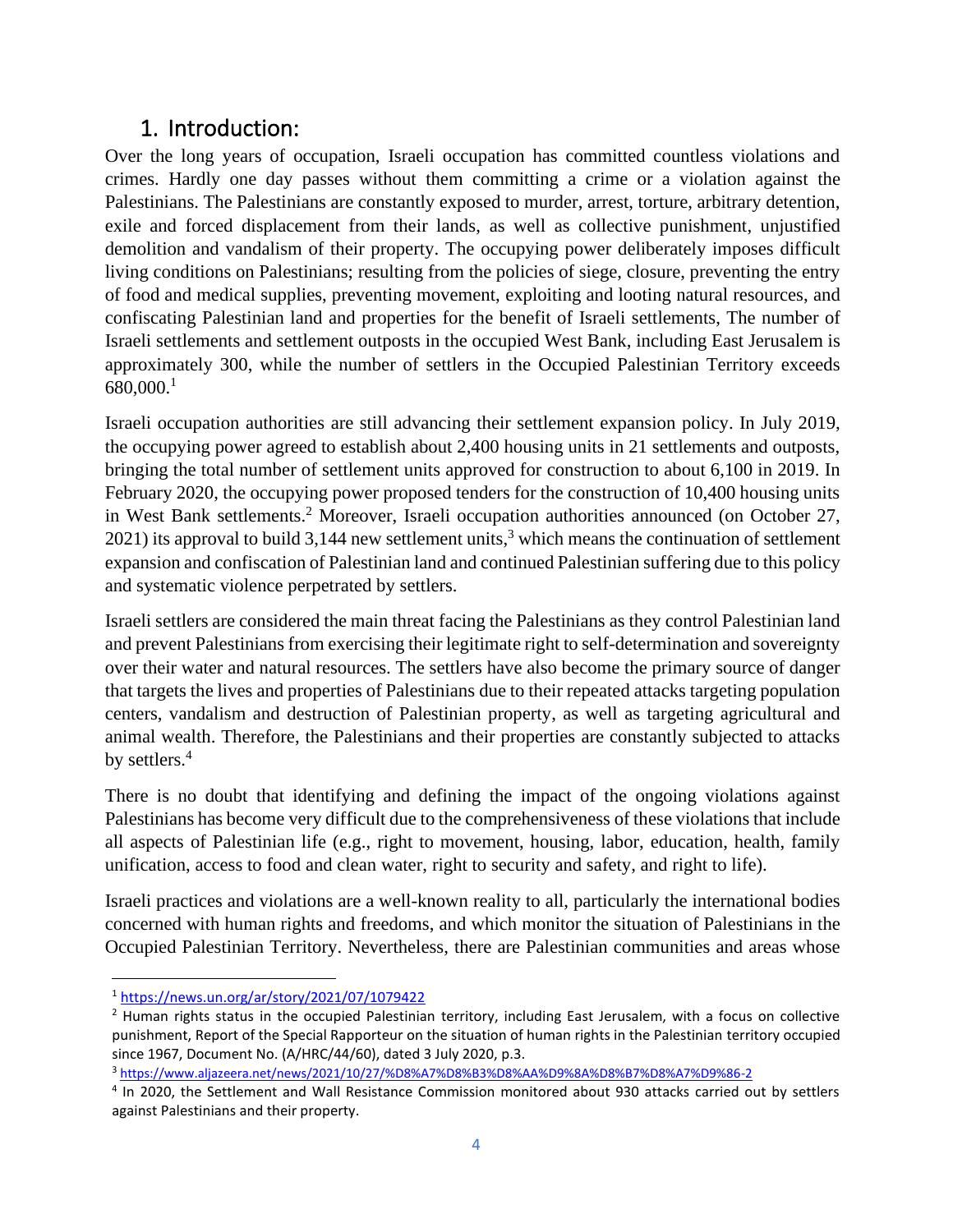## 1. Introduction:

Over the long years of occupation, Israeli occupation has committed countless violations and crimes. Hardly one day passes without them committing a crime or a violation against the Palestinians. The Palestinians are constantly exposed to murder, arrest, torture, arbitrary detention, exile and forced displacement from their lands, as well as collective punishment, unjustified demolition and vandalism of their property. The occupying power deliberately imposes difficult living conditions on Palestinians; resulting from the policies of siege, closure, preventing the entry of food and medical supplies, preventing movement, exploiting and looting natural resources, and confiscating Palestinian land and properties for the benefit of Israeli settlements, The number of Israeli settlements and settlement outposts in the occupied West Bank, including East Jerusalem is approximately 300, while the number of settlers in the Occupied Palestinian Territory exceeds 680,000.[1]

Israeli occupation authorities are still advancing their settlement expansion policy. In July 2019, the occupying power agreed to establish about 2,400 housing units in 21 settlements and outposts, bringing the total number of settlement units approved for construction to about 6,100 in 2019. In February 2020, the occupying power proposed tenders for the construction of 10,400 housing units in West Bank settlements.[2] Moreover, Israeli occupation authorities announced (on October 27, 2021) its approval to build 3,144 new settlement units,[3] which means the continuation of settlement expansion and confiscation of Palestinian land and continued Palestinian suffering due to this policy and systematic violence perpetrated by settlers.

Israeli settlers are considered the main threat facing the Palestinians as they control Palestinian land and prevent Palestinians from exercising their legitimate right to self-determination and sovereignty over their water and natural resources. The settlers have also become the primary source of danger that targets the lives and properties of Palestinians due to their repeated attacks targeting population centers, vandalism and destruction of Palestinian property, as well as targeting agricultural and animal wealth. Therefore, the Palestinians and their properties are constantly subjected to attacks by settlers.[4]

There is no doubt that identifying and defining the impact of the ongoing violations against Palestinians has become very difficult due to the comprehensiveness of these violations that include all aspects of Palestinian life (e.g., right to movement, housing, labor, education, health, family unification, access to food and clean water, right to security and safety, and right to life).

Israeli practices and violations are a well-known reality to all, particularly the international bodies concerned with human rights and freedoms, and which monitor the situation of Palestinians in the Occupied Palestinian Territory. Nevertheless, there are Palestinian communities and areas whose

---

[1] https://news.un.org/ar/story/2021/07/1079422

[2] Human rights status in the occupied Palestinian territory, including East Jerusalem, with a focus on collective punishment, Report of the Special Rapporteur on the situation of human rights in the Palestinian territory occupied since 1967, Document No. (A/HRC/44/60), dated 3 July 2020, p.3.

[3] https://www.aljazeera.net/news/2021/10/27/%D8%A7%D8%B3%D8%AA%D9%8A%D8%B7%D8%A7%D9%86-2

[4] In 2020, the Settlement and Wall Resistance Commission monitored about 930 attacks carried out by settlers against Palestinians and their property.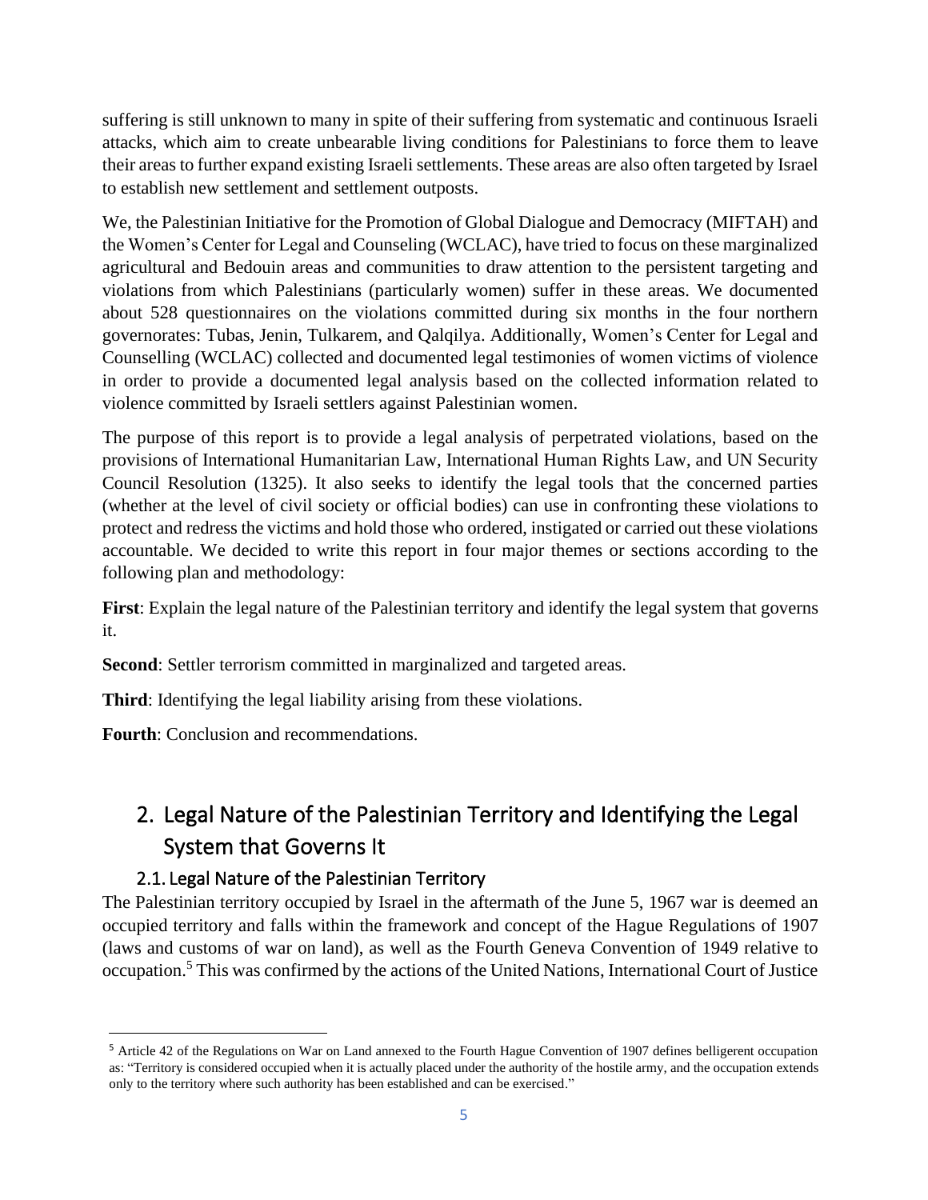suffering is still unknown to many in spite of their suffering from systematic and continuous Israeli attacks, which aim to create unbearable living conditions for Palestinians to force them to leave their areas to further expand existing Israeli settlements. These areas are also often targeted by Israel to establish new settlement and settlement outposts.

We, the Palestinian Initiative for the Promotion of Global Dialogue and Democracy (MIFTAH) and the Women's Center for Legal and Counseling (WCLAC), have tried to focus on these marginalized agricultural and Bedouin areas and communities to draw attention to the persistent targeting and violations from which Palestinians (particularly women) suffer in these areas. We documented about 528 questionnaires on the violations committed during six months in the four northern governorates: Tubas, Jenin, Tulkarem, and Qalqilya. Additionally, Women's Center for Legal and Counselling (WCLAC) collected and documented legal testimonies of women victims of violence in order to provide a documented legal analysis based on the collected information related to violence committed by Israeli settlers against Palestinian women.

The purpose of this report is to provide a legal analysis of perpetrated violations, based on the provisions of International Humanitarian Law, International Human Rights Law, and UN Security Council Resolution (1325). It also seeks to identify the legal tools that the concerned parties (whether at the level of civil society or official bodies) can use in confronting these violations to protect and redress the victims and hold those who ordered, instigated or carried out these violations accountable. We decided to write this report in four major themes or sections according to the following plan and methodology:

**First**: Explain the legal nature of the Palestinian territory and identify the legal system that governs it.

**Second**: Settler terrorism committed in marginalized and targeted areas.

**Third**: Identifying the legal liability arising from these violations.

**Fourth**: Conclusion and recommendations.

## 2. Legal Nature of the Palestinian Territory and Identifying the Legal System that Governs It

### 2.1. Legal Nature of the Palestinian Territory

The Palestinian territory occupied by Israel in the aftermath of the June 5, 1967 war is deemed an occupied territory and falls within the framework and concept of the Hague Regulations of 1907 (laws and customs of war on land), as well as the Fourth Geneva Convention of 1949 relative to occupation.[5] This was confirmed by the actions of the United Nations, International Court of Justice

[5] Article 42 of the Regulations on War on Land annexed to the Fourth Hague Convention of 1907 defines belligerent occupation as: "Territory is considered occupied when it is actually placed under the authority of the hostile army, and the occupation extends only to the territory where such authority has been established and can be exercised."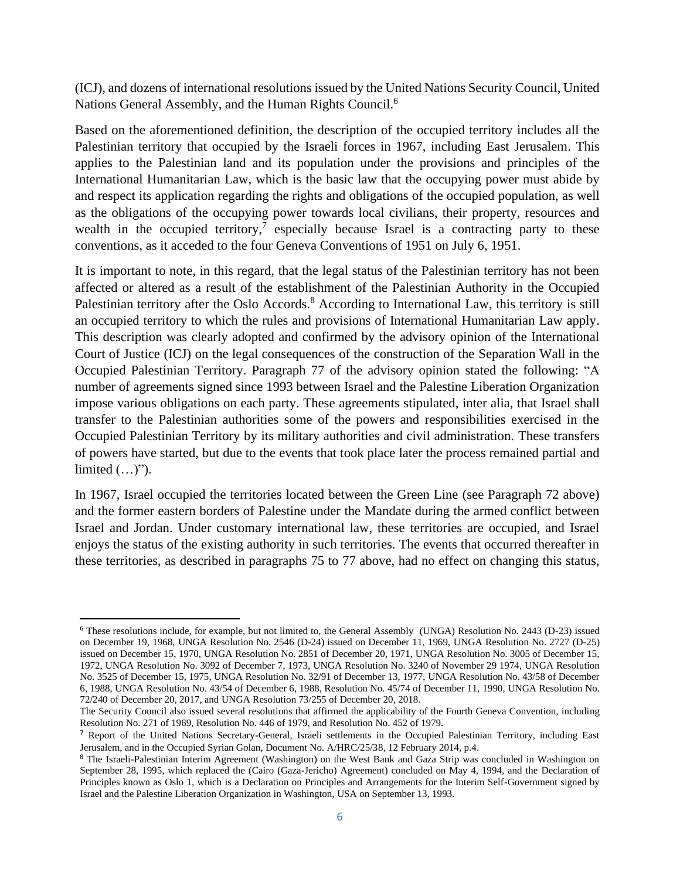(ICJ), and dozens of international resolutions issued by the United Nations Security Council, United Nations General Assembly, and the Human Rights Council.[6]

Based on the aforementioned definition, the description of the occupied territory includes all the Palestinian territory that occupied by the Israeli forces in 1967, including East Jerusalem. This applies to the Palestinian land and its population under the provisions and principles of the International Humanitarian Law, which is the basic law that the occupying power must abide by and respect its application regarding the rights and obligations of the occupied population, as well as the obligations of the occupying power towards local civilians, their property, resources and wealth in the occupied territory,[7] especially because Israel is a contracting party to these conventions, as it acceded to the four Geneva Conventions of 1951 on July 6, 1951.

It is important to note, in this regard, that the legal status of the Palestinian territory has not been affected or altered as a result of the establishment of the Palestinian Authority in the Occupied Palestinian territory after the Oslo Accords.[8] According to International Law, this territory is still an occupied territory to which the rules and provisions of International Humanitarian Law apply. This description was clearly adopted and confirmed by the advisory opinion of the International Court of Justice (ICJ) on the legal consequences of the construction of the Separation Wall in the Occupied Palestinian Territory. Paragraph 77 of the advisory opinion stated the following: "A number of agreements signed since 1993 between Israel and the Palestine Liberation Organization impose various obligations on each party. These agreements stipulated, inter alia, that Israel shall transfer to the Palestinian authorities some of the powers and responsibilities exercised in the Occupied Palestinian Territory by its military authorities and civil administration. These transfers of powers have started, but due to the events that took place later the process remained partial and limited (…)").

In 1967, Israel occupied the territories located between the Green Line (see Paragraph 72 above) and the former eastern borders of Palestine under the Mandate during the armed conflict between Israel and Jordan. Under customary international law, these territories are occupied, and Israel enjoys the status of the existing authority in such territories. The events that occurred thereafter in these territories, as described in paragraphs 75 to 77 above, had no effect on changing this status,

---

[6] These resolutions include, for example, but not limited to, the General Assembly (UNGA) Resolution No. 2443 (D-23) issued on December 19, 1968, UNGA Resolution No. 2546 (D-24) issued on December 11, 1969, UNGA Resolution No. 2727 (D-25) issued on December 15, 1970, UNGA Resolution No. 2851 of December 20, 1971, UNGA Resolution No. 3005 of December 15, 1972, UNGA Resolution No. 3092 of December 7, 1973, UNGA Resolution No. 3240 of November 29 1974, UNGA Resolution No. 3525 of December 15, 1975, UNGA Resolution No. 32/91 of December 13, 1977, UNGA Resolution No. 43/58 of December 6, 1988, UNGA Resolution No. 43/54 of December 6, 1988, Resolution No. 45/74 of December 11, 1990, UNGA Resolution No. 72/240 of December 20, 2017, and UNGA Resolution 73/255 of December 20, 2018.

The Security Council also issued several resolutions that affirmed the applicability of the Fourth Geneva Convention, including Resolution No. 271 of 1969, Resolution No. 446 of 1979, and Resolution No. 452 of 1979.

[7] Report of the United Nations Secretary-General, Israeli settlements in the Occupied Palestinian Territory, including East Jerusalem, and in the Occupied Syrian Golan, Document No. A/HRC/25/38, 12 February 2014, p.4.

[8] The Israeli-Palestinian Interim Agreement (Washington) on the West Bank and Gaza Strip was concluded in Washington on September 28, 1995, which replaced the (Cairo (Gaza-Jericho) Agreement) concluded on May 4, 1994, and the Declaration of Principles known as Oslo 1, which is a Declaration on Principles and Arrangements for the Interim Self-Government signed by Israel and the Palestine Liberation Organization in Washington, USA on September 13, 1993.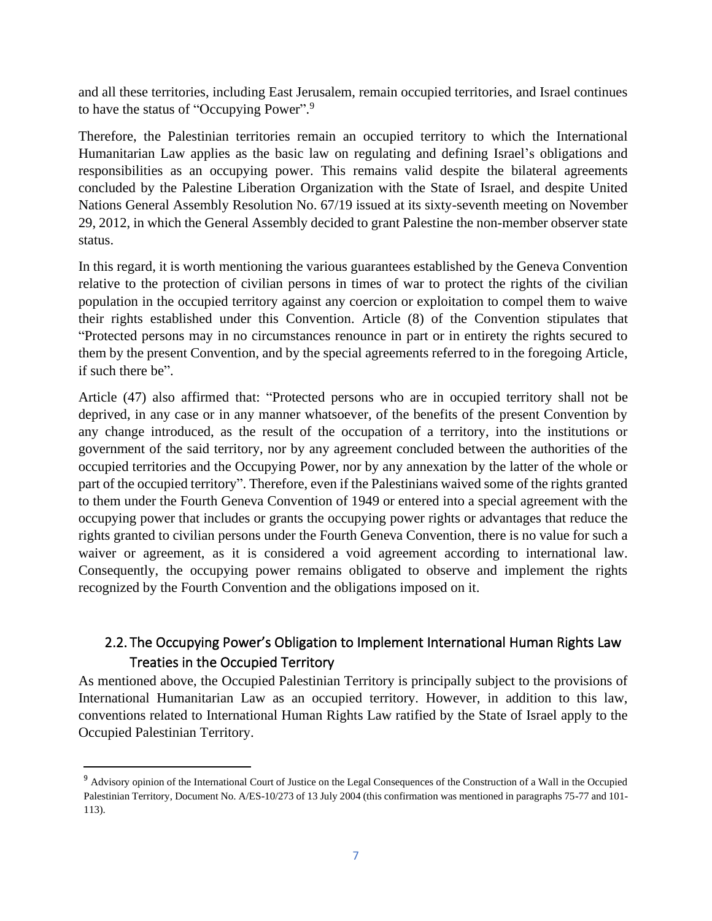and all these territories, including East Jerusalem, remain occupied territories, and Israel continues to have the status of "Occupying Power".[9]

Therefore, the Palestinian territories remain an occupied territory to which the International Humanitarian Law applies as the basic law on regulating and defining Israel's obligations and responsibilities as an occupying power. This remains valid despite the bilateral agreements concluded by the Palestine Liberation Organization with the State of Israel, and despite United Nations General Assembly Resolution No. 67/19 issued at its sixty-seventh meeting on November 29, 2012, in which the General Assembly decided to grant Palestine the non-member observer state status.

In this regard, it is worth mentioning the various guarantees established by the Geneva Convention relative to the protection of civilian persons in times of war to protect the rights of the civilian population in the occupied territory against any coercion or exploitation to compel them to waive their rights established under this Convention. Article (8) of the Convention stipulates that "Protected persons may in no circumstances renounce in part or in entirety the rights secured to them by the present Convention, and by the special agreements referred to in the foregoing Article, if such there be".

Article (47) also affirmed that: "Protected persons who are in occupied territory shall not be deprived, in any case or in any manner whatsoever, of the benefits of the present Convention by any change introduced, as the result of the occupation of a territory, into the institutions or government of the said territory, nor by any agreement concluded between the authorities of the occupied territories and the Occupying Power, nor by any annexation by the latter of the whole or part of the occupied territory". Therefore, even if the Palestinians waived some of the rights granted to them under the Fourth Geneva Convention of 1949 or entered into a special agreement with the occupying power that includes or grants the occupying power rights or advantages that reduce the rights granted to civilian persons under the Fourth Geneva Convention, there is no value for such a waiver or agreement, as it is considered a void agreement according to international law. Consequently, the occupying power remains obligated to observe and implement the rights recognized by the Fourth Convention and the obligations imposed on it.

## 2.2. The Occupying Power's Obligation to Implement International Human Rights Law Treaties in the Occupied Territory

As mentioned above, the Occupied Palestinian Territory is principally subject to the provisions of International Humanitarian Law as an occupied territory. However, in addition to this law, conventions related to International Human Rights Law ratified by the State of Israel apply to the Occupied Palestinian Territory.

---

[9] Advisory opinion of the International Court of Justice on the Legal Consequences of the Construction of a Wall in the Occupied Palestinian Territory, Document No. A/ES-10/273 of 13 July 2004 (this confirmation was mentioned in paragraphs 75-77 and 101-113).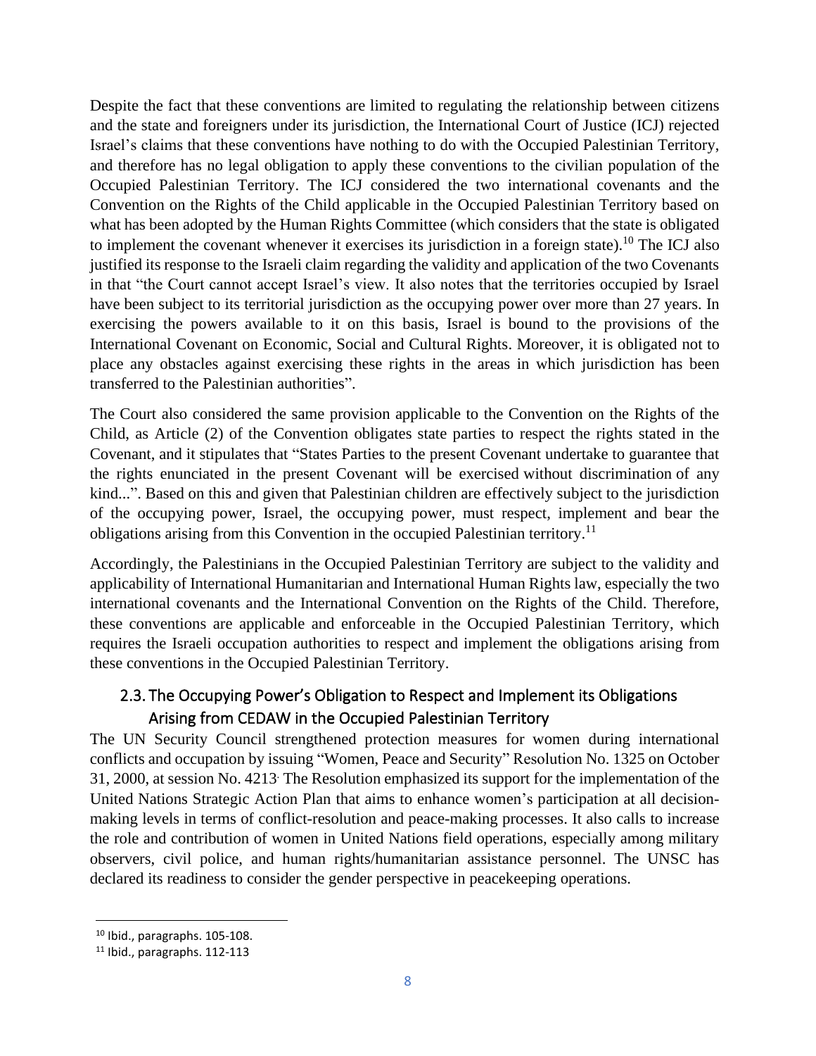Despite the fact that these conventions are limited to regulating the relationship between citizens and the state and foreigners under its jurisdiction, the International Court of Justice (ICJ) rejected Israel's claims that these conventions have nothing to do with the Occupied Palestinian Territory, and therefore has no legal obligation to apply these conventions to the civilian population of the Occupied Palestinian Territory. The ICJ considered the two international covenants and the Convention on the Rights of the Child applicable in the Occupied Palestinian Territory based on what has been adopted by the Human Rights Committee (which considers that the state is obligated to implement the covenant whenever it exercises its jurisdiction in a foreign state).[10] The ICJ also justified its response to the Israeli claim regarding the validity and application of the two Covenants in that "the Court cannot accept Israel's view. It also notes that the territories occupied by Israel have been subject to its territorial jurisdiction as the occupying power over more than 27 years. In exercising the powers available to it on this basis, Israel is bound to the provisions of the International Covenant on Economic, Social and Cultural Rights. Moreover, it is obligated not to place any obstacles against exercising these rights in the areas in which jurisdiction has been transferred to the Palestinian authorities".

The Court also considered the same provision applicable to the Convention on the Rights of the Child, as Article (2) of the Convention obligates state parties to respect the rights stated in the Covenant, and it stipulates that "States Parties to the present Covenant undertake to guarantee that the rights enunciated in the present Covenant will be exercised without discrimination of any kind...". Based on this and given that Palestinian children are effectively subject to the jurisdiction of the occupying power, Israel, the occupying power, must respect, implement and bear the obligations arising from this Convention in the occupied Palestinian territory.[11]

Accordingly, the Palestinians in the Occupied Palestinian Territory are subject to the validity and applicability of International Humanitarian and International Human Rights law, especially the two international covenants and the International Convention on the Rights of the Child. Therefore, these conventions are applicable and enforceable in the Occupied Palestinian Territory, which requires the Israeli occupation authorities to respect and implement the obligations arising from these conventions in the Occupied Palestinian Territory.

### 2.3. The Occupying Power's Obligation to Respect and Implement its Obligations Arising from CEDAW in the Occupied Palestinian Territory

The UN Security Council strengthened protection measures for women during international conflicts and occupation by issuing "Women, Peace and Security" Resolution No. 1325 on October 31, 2000, at session No. 4213. The Resolution emphasized its support for the implementation of the United Nations Strategic Action Plan that aims to enhance women's participation at all decision-making levels in terms of conflict-resolution and peace-making processes. It also calls to increase the role and contribution of women in United Nations field operations, especially among military observers, civil police, and human rights/humanitarian assistance personnel. The UNSC has declared its readiness to consider the gender perspective in peacekeeping operations.

---

[10] Ibid., paragraphs. 105-108.

[11] Ibid., paragraphs. 112-113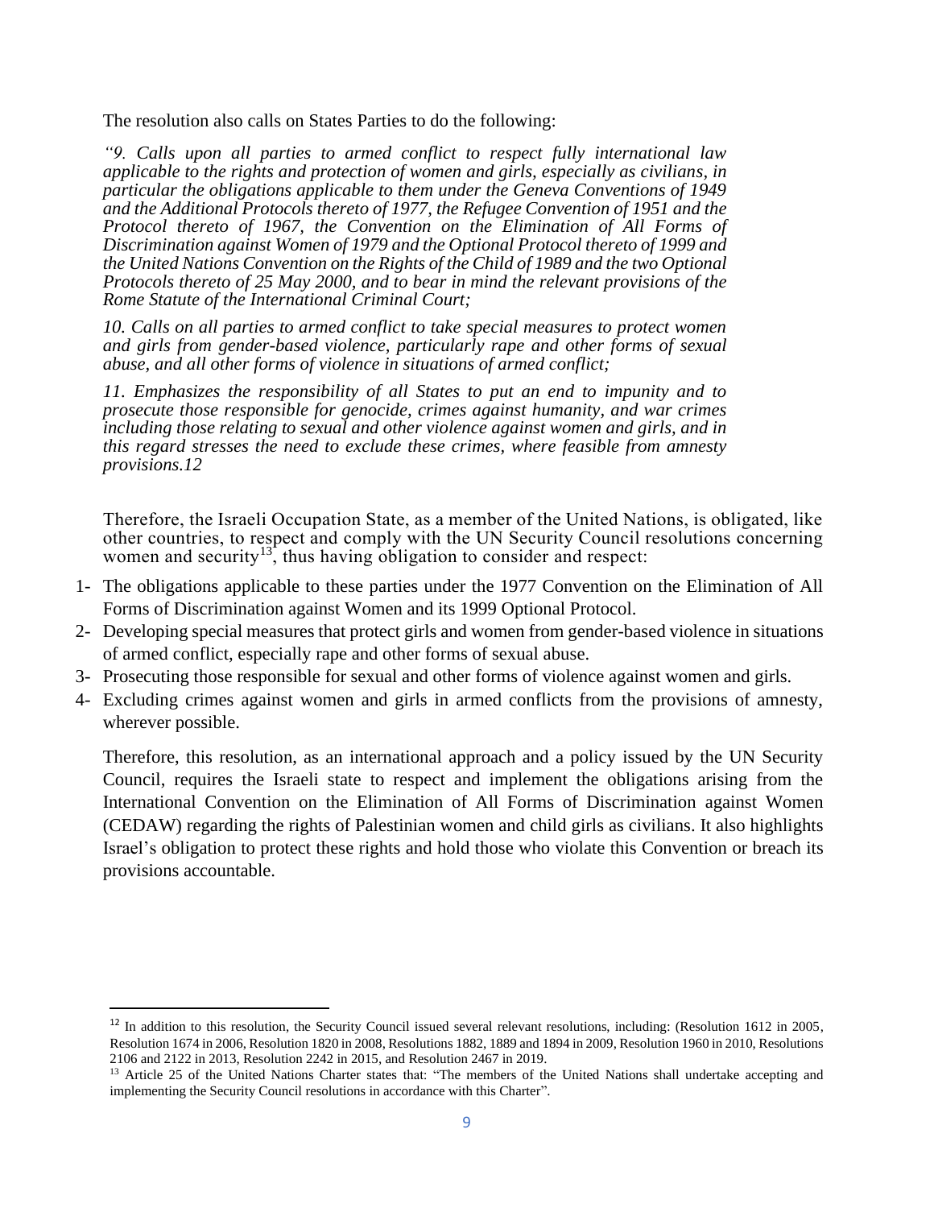The resolution also calls on States Parties to do the following:

*"9. Calls upon all parties to armed conflict to respect fully international law applicable to the rights and protection of women and girls, especially as civilians, in particular the obligations applicable to them under the Geneva Conventions of 1949 and the Additional Protocols thereto of 1977, the Refugee Convention of 1951 and the Protocol thereto of 1967, the Convention on the Elimination of All Forms of Discrimination against Women of 1979 and the Optional Protocol thereto of 1999 and the United Nations Convention on the Rights of the Child of 1989 and the two Optional Protocols thereto of 25 May 2000, and to bear in mind the relevant provisions of the Rome Statute of the International Criminal Court;*

*10. Calls on all parties to armed conflict to take special measures to protect women and girls from gender-based violence, particularly rape and other forms of sexual abuse, and all other forms of violence in situations of armed conflict;*

*11. Emphasizes the responsibility of all States to put an end to impunity and to prosecute those responsible for genocide, crimes against humanity, and war crimes including those relating to sexual and other violence against women and girls, and in this regard stresses the need to exclude these crimes, where feasible from amnesty provisions.12*

Therefore, the Israeli Occupation State, as a member of the United Nations, is obligated, like other countries, to respect and comply with the UN Security Council resolutions concerning women and security[13], thus having obligation to consider and respect:

1- The obligations applicable to these parties under the 1977 Convention on the Elimination of All Forms of Discrimination against Women and its 1999 Optional Protocol.
2- Developing special measures that protect girls and women from gender-based violence in situations of armed conflict, especially rape and other forms of sexual abuse.
3- Prosecuting those responsible for sexual and other forms of violence against women and girls.
4- Excluding crimes against women and girls in armed conflicts from the provisions of amnesty, wherever possible.

Therefore, this resolution, as an international approach and a policy issued by the UN Security Council, requires the Israeli state to respect and implement the obligations arising from the International Convention on the Elimination of All Forms of Discrimination against Women (CEDAW) regarding the rights of Palestinian women and child girls as civilians. It also highlights Israel's obligation to protect these rights and hold those who violate this Convention or breach its provisions accountable.

---

[12] In addition to this resolution, the Security Council issued several relevant resolutions, including: (Resolution 1612 in 2005, Resolution 1674 in 2006, Resolution 1820 in 2008, Resolutions 1882, 1889 and 1894 in 2009, Resolution 1960 in 2010, Resolutions 2106 and 2122 in 2013, Resolution 2242 in 2015, and Resolution 2467 in 2019.

[13] Article 25 of the United Nations Charter states that: "The members of the United Nations shall undertake accepting and implementing the Security Council resolutions in accordance with this Charter".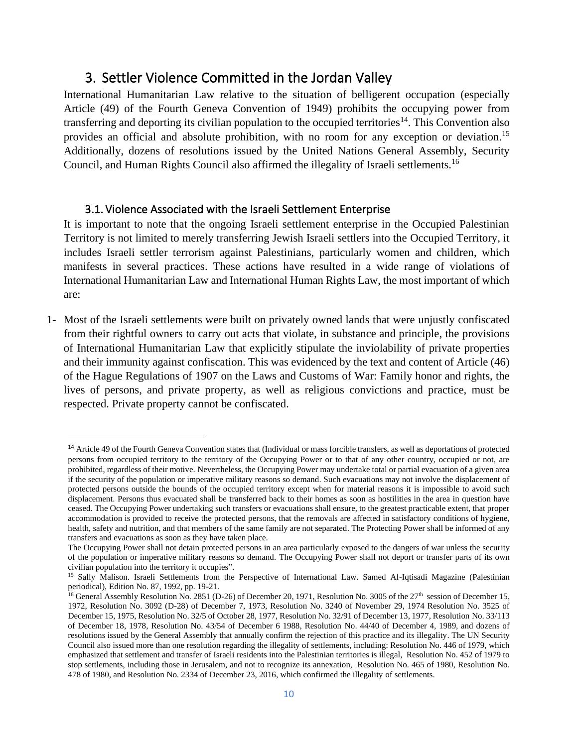## 3. Settler Violence Committed in the Jordan Valley

International Humanitarian Law relative to the situation of belligerent occupation (especially Article (49) of the Fourth Geneva Convention of 1949) prohibits the occupying power from transferring and deporting its civilian population to the occupied territories[14]. This Convention also provides an official and absolute prohibition, with no room for any exception or deviation.[15] Additionally, dozens of resolutions issued by the United Nations General Assembly, Security Council, and Human Rights Council also affirmed the illegality of Israeli settlements.[16]

### 3.1. Violence Associated with the Israeli Settlement Enterprise

It is important to note that the ongoing Israeli settlement enterprise in the Occupied Palestinian Territory is not limited to merely transferring Jewish Israeli settlers into the Occupied Territory, it includes Israeli settler terrorism against Palestinians, particularly women and children, which manifests in several practices. These actions have resulted in a wide range of violations of International Humanitarian Law and International Human Rights Law, the most important of which are:

1- Most of the Israeli settlements were built on privately owned lands that were unjustly confiscated from their rightful owners to carry out acts that violate, in substance and principle, the provisions of International Humanitarian Law that explicitly stipulate the inviolability of private properties and their immunity against confiscation. This was evidenced by the text and content of Article (46) of the Hague Regulations of 1907 on the Laws and Customs of War: Family honor and rights, the lives of persons, and private property, as well as religious convictions and practice, must be respected. Private property cannot be confiscated.

---

[14] Article 49 of the Fourth Geneva Convention states that (Individual or mass forcible transfers, as well as deportations of protected persons from occupied territory to the territory of the Occupying Power or to that of any other country, occupied or not, are prohibited, regardless of their motive. Nevertheless, the Occupying Power may undertake total or partial evacuation of a given area if the security of the population or imperative military reasons so demand. Such evacuations may not involve the displacement of protected persons outside the bounds of the occupied territory except when for material reasons it is impossible to avoid such displacement. Persons thus evacuated shall be transferred back to their homes as soon as hostilities in the area in question have ceased. The Occupying Power undertaking such transfers or evacuations shall ensure, to the greatest practicable extent, that proper accommodation is provided to receive the protected persons, that the removals are affected in satisfactory conditions of hygiene, health, safety and nutrition, and that members of the same family are not separated. The Protecting Power shall be informed of any transfers and evacuations as soon as they have taken place.

The Occupying Power shall not detain protected persons in an area particularly exposed to the dangers of war unless the security of the population or imperative military reasons so demand. The Occupying Power shall not deport or transfer parts of its own civilian population into the territory it occupies".

[15] Sally Malison. Israeli Settlements from the Perspective of International Law. Samed Al-Iqtisadi Magazine (Palestinian periodical), Edition No. 87, 1992, pp. 19-21.

[16] General Assembly Resolution No. 2851 (D-26) of December 20, 1971, Resolution No. 3005 of the 27th session of December 15, 1972, Resolution No. 3092 (D-28) of December 7, 1973, Resolution No. 3240 of November 29, 1974 Resolution No. 3525 of December 15, 1975, Resolution No. 32/5 of October 28, 1977, Resolution No. 32/91 of December 13, 1977, Resolution No. 33/113 of December 18, 1978, Resolution No. 43/54 of December 6 1988, Resolution No. 44/40 of December 4, 1989, and dozens of resolutions issued by the General Assembly that annually confirm the rejection of this practice and its illegality. The UN Security Council also issued more than one resolution regarding the illegality of settlements, including: Resolution No. 446 of 1979, which emphasized that settlement and transfer of Israeli residents into the Palestinian territories is illegal, Resolution No. 452 of 1979 to stop settlements, including those in Jerusalem, and not to recognize its annexation, Resolution No. 465 of 1980, Resolution No. 478 of 1980, and Resolution No. 2334 of December 23, 2016, which confirmed the illegality of settlements.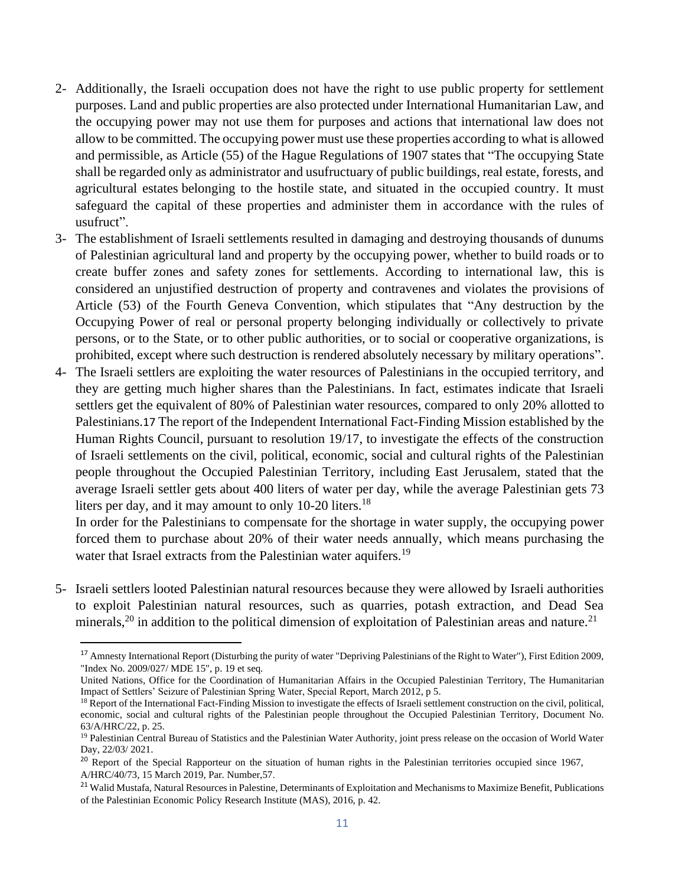2- Additionally, the Israeli occupation does not have the right to use public property for settlement purposes. Land and public properties are also protected under International Humanitarian Law, and the occupying power may not use them for purposes and actions that international law does not allow to be committed. The occupying power must use these properties according to what is allowed and permissible, as Article (55) of the Hague Regulations of 1907 states that "The occupying State shall be regarded only as administrator and usufructuary of public buildings, real estate, forests, and agricultural estates belonging to the hostile state, and situated in the occupied country. It must safeguard the capital of these properties and administer them in accordance with the rules of usufruct".

3- The establishment of Israeli settlements resulted in damaging and destroying thousands of dunums of Palestinian agricultural land and property by the occupying power, whether to build roads or to create buffer zones and safety zones for settlements. According to international law, this is considered an unjustified destruction of property and contravenes and violates the provisions of Article (53) of the Fourth Geneva Convention, which stipulates that "Any destruction by the Occupying Power of real or personal property belonging individually or collectively to private persons, or to the State, or to other public authorities, or to social or cooperative organizations, is prohibited, except where such destruction is rendered absolutely necessary by military operations".

4- The Israeli settlers are exploiting the water resources of Palestinians in the occupied territory, and they are getting much higher shares than the Palestinians. In fact, estimates indicate that Israeli settlers get the equivalent of 80% of Palestinian water resources, compared to only 20% allotted to Palestinians.17 The report of the Independent International Fact-Finding Mission established by the Human Rights Council, pursuant to resolution 19/17, to investigate the effects of the construction of Israeli settlements on the civil, political, economic, social and cultural rights of the Palestinian people throughout the Occupied Palestinian Territory, including East Jerusalem, stated that the average Israeli settler gets about 400 liters of water per day, while the average Palestinian gets 73 liters per day, and it may amount to only 10-20 liters.[18]

   In order for the Palestinians to compensate for the shortage in water supply, the occupying power forced them to purchase about 20% of their water needs annually, which means purchasing the water that Israel extracts from the Palestinian water aquifers.[19]

5- Israeli settlers looted Palestinian natural resources because they were allowed by Israeli authorities to exploit Palestinian natural resources, such as quarries, potash extraction, and Dead Sea minerals,[20] in addition to the political dimension of exploitation of Palestinian areas and nature.[21]

---

[17] Amnesty International Report (Disturbing the purity of water "Depriving Palestinians of the Right to Water"), First Edition 2009, "Index No. 2009/027/ MDE 15", p. 19 et seq.

United Nations, Office for the Coordination of Humanitarian Affairs in the Occupied Palestinian Territory, The Humanitarian Impact of Settlers' Seizure of Palestinian Spring Water, Special Report, March 2012, p 5.

[18] Report of the International Fact-Finding Mission to investigate the effects of Israeli settlement construction on the civil, political, economic, social and cultural rights of the Palestinian people throughout the Occupied Palestinian Territory, Document No. 63/A/HRC/22, p. 25.

[19] Palestinian Central Bureau of Statistics and the Palestinian Water Authority, joint press release on the occasion of World Water Day, 22/03/ 2021.

[20] Report of the Special Rapporteur on the situation of human rights in the Palestinian territories occupied since 1967, A/HRC/40/73, 15 March 2019, Par. Number,57.

[21] Walid Mustafa, Natural Resources in Palestine, Determinants of Exploitation and Mechanisms to Maximize Benefit, Publications of the Palestinian Economic Policy Research Institute (MAS), 2016, p. 42.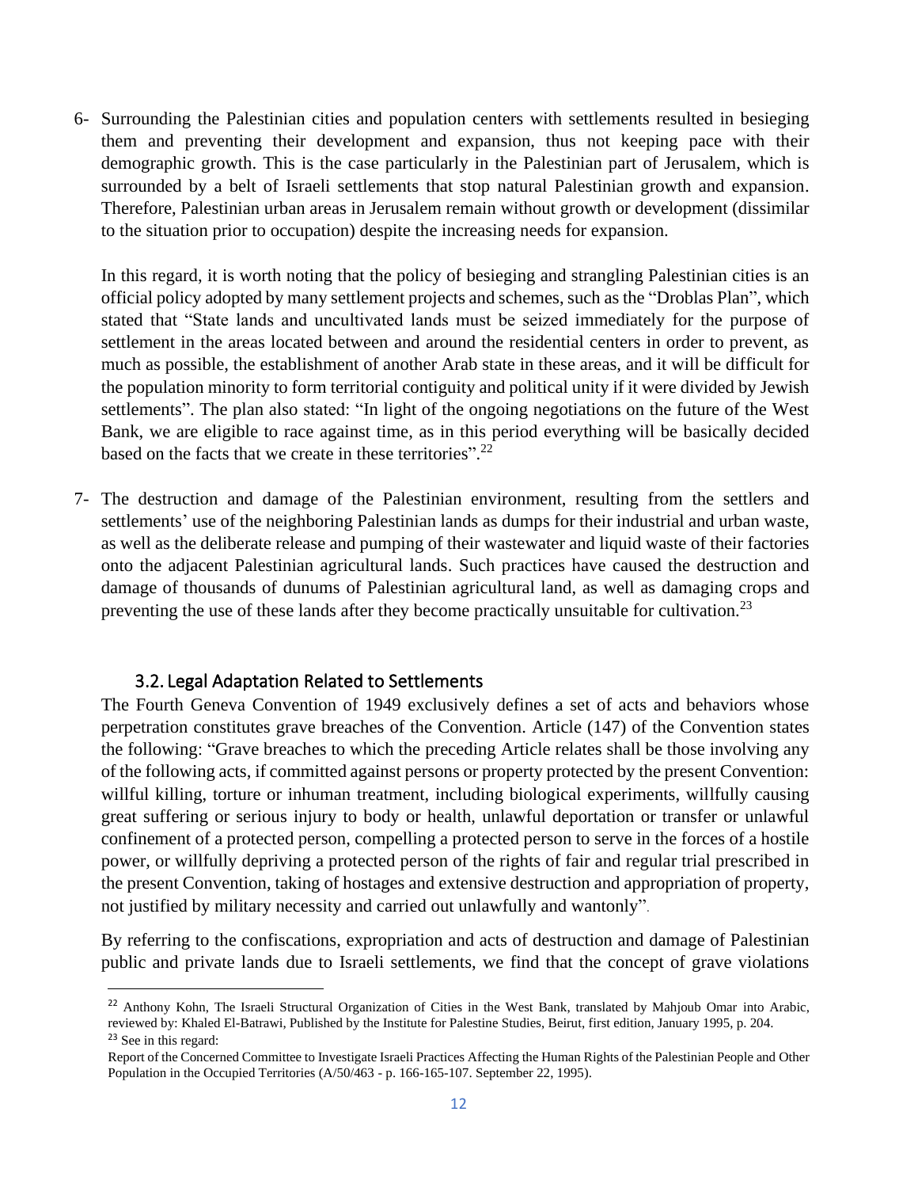6- Surrounding the Palestinian cities and population centers with settlements resulted in besieging them and preventing their development and expansion, thus not keeping pace with their demographic growth. This is the case particularly in the Palestinian part of Jerusalem, which is surrounded by a belt of Israeli settlements that stop natural Palestinian growth and expansion. Therefore, Palestinian urban areas in Jerusalem remain without growth or development (dissimilar to the situation prior to occupation) despite the increasing needs for expansion.

   In this regard, it is worth noting that the policy of besieging and strangling Palestinian cities is an official policy adopted by many settlement projects and schemes, such as the "Droblas Plan", which stated that "State lands and uncultivated lands must be seized immediately for the purpose of settlement in the areas located between and around the residential centers in order to prevent, as much as possible, the establishment of another Arab state in these areas, and it will be difficult for the population minority to form territorial contiguity and political unity if it were divided by Jewish settlements". The plan also stated: "In light of the ongoing negotiations on the future of the West Bank, we are eligible to race against time, as in this period everything will be basically decided based on the facts that we create in these territories".[22]

7- The destruction and damage of the Palestinian environment, resulting from the settlers and settlements' use of the neighboring Palestinian lands as dumps for their industrial and urban waste, as well as the deliberate release and pumping of their wastewater and liquid waste of their factories onto the adjacent Palestinian agricultural lands. Such practices have caused the destruction and damage of thousands of dunums of Palestinian agricultural land, as well as damaging crops and preventing the use of these lands after they become practically unsuitable for cultivation.[23]

### 3.2. Legal Adaptation Related to Settlements

The Fourth Geneva Convention of 1949 exclusively defines a set of acts and behaviors whose perpetration constitutes grave breaches of the Convention. Article (147) of the Convention states the following: "Grave breaches to which the preceding Article relates shall be those involving any of the following acts, if committed against persons or property protected by the present Convention: willful killing, torture or inhuman treatment, including biological experiments, willfully causing great suffering or serious injury to body or health, unlawful deportation or transfer or unlawful confinement of a protected person, compelling a protected person to serve in the forces of a hostile power, or willfully depriving a protected person of the rights of fair and regular trial prescribed in the present Convention, taking of hostages and extensive destruction and appropriation of property, not justified by military necessity and carried out unlawfully and wantonly".

By referring to the confiscations, expropriation and acts of destruction and damage of Palestinian public and private lands due to Israeli settlements, we find that the concept of grave violations

---

[22] Anthony Kohn, The Israeli Structural Organization of Cities in the West Bank, translated by Mahjoub Omar into Arabic, reviewed by: Khaled El-Batrawi, Published by the Institute for Palestine Studies, Beirut, first edition, January 1995, p. 204.

[23] See in this regard:
Report of the Concerned Committee to Investigate Israeli Practices Affecting the Human Rights of the Palestinian People and Other Population in the Occupied Territories (A/50/463 - p. 166-165-107. September 22, 1995).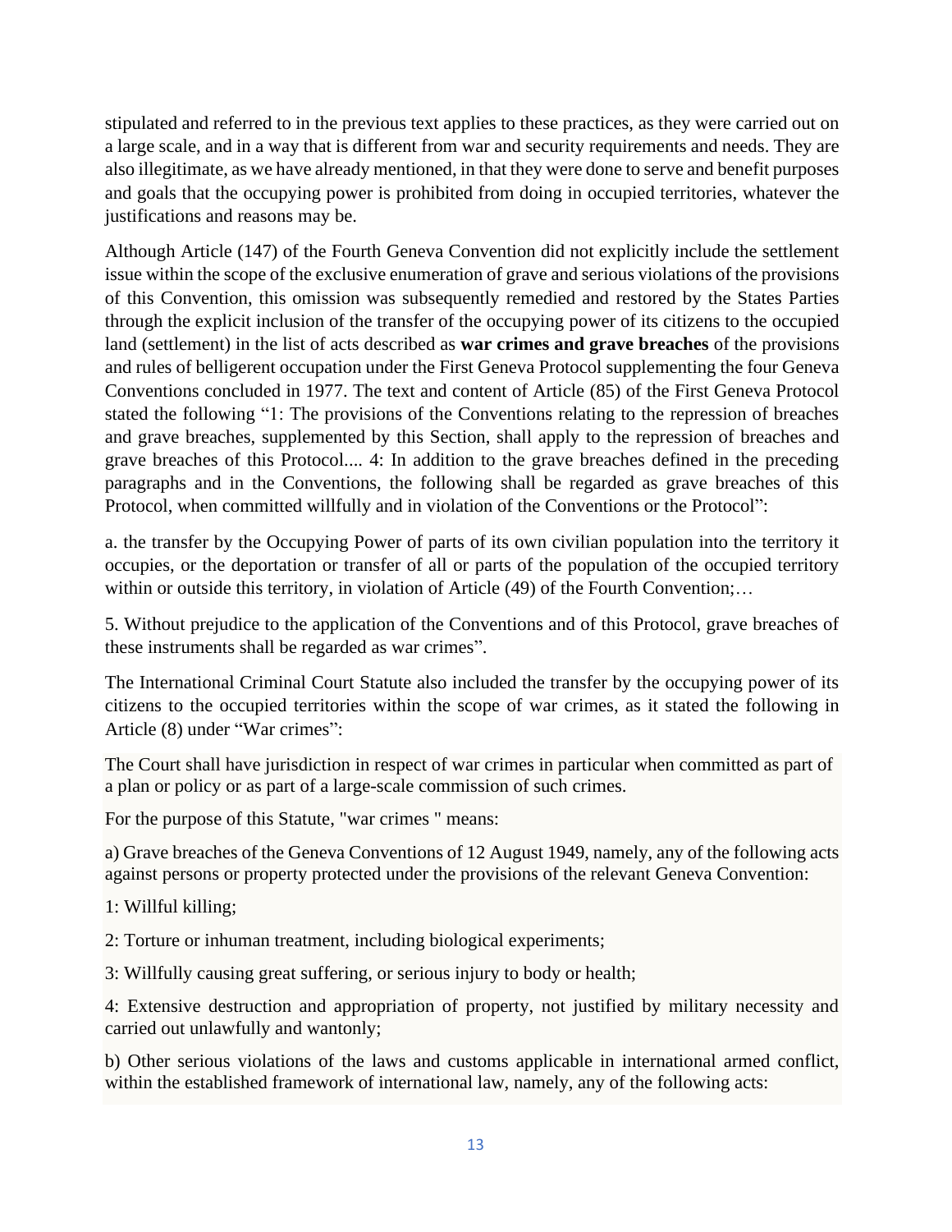stipulated and referred to in the previous text applies to these practices, as they were carried out on a large scale, and in a way that is different from war and security requirements and needs. They are also illegitimate, as we have already mentioned, in that they were done to serve and benefit purposes and goals that the occupying power is prohibited from doing in occupied territories, whatever the justifications and reasons may be.

Although Article (147) of the Fourth Geneva Convention did not explicitly include the settlement issue within the scope of the exclusive enumeration of grave and serious violations of the provisions of this Convention, this omission was subsequently remedied and restored by the States Parties through the explicit inclusion of the transfer of the occupying power of its citizens to the occupied land (settlement) in the list of acts described as **war crimes and grave breaches** of the provisions and rules of belligerent occupation under the First Geneva Protocol supplementing the four Geneva Conventions concluded in 1977. The text and content of Article (85) of the First Geneva Protocol stated the following "1: The provisions of the Conventions relating to the repression of breaches and grave breaches, supplemented by this Section, shall apply to the repression of breaches and grave breaches of this Protocol.... 4: In addition to the grave breaches defined in the preceding paragraphs and in the Conventions, the following shall be regarded as grave breaches of this Protocol, when committed willfully and in violation of the Conventions or the Protocol":

a. the transfer by the Occupying Power of parts of its own civilian population into the territory it occupies, or the deportation or transfer of all or parts of the population of the occupied territory within or outside this territory, in violation of Article (49) of the Fourth Convention;…

5. Without prejudice to the application of the Conventions and of this Protocol, grave breaches of these instruments shall be regarded as war crimes".

The International Criminal Court Statute also included the transfer by the occupying power of its citizens to the occupied territories within the scope of war crimes, as it stated the following in Article (8) under "War crimes":

The Court shall have jurisdiction in respect of war crimes in particular when committed as part of a plan or policy or as part of a large-scale commission of such crimes.

For the purpose of this Statute, "war crimes " means:

a) Grave breaches of the Geneva Conventions of 12 August 1949, namely, any of the following acts against persons or property protected under the provisions of the relevant Geneva Convention:

1: Willful killing;

2: Torture or inhuman treatment, including biological experiments;

3: Willfully causing great suffering, or serious injury to body or health;

4: Extensive destruction and appropriation of property, not justified by military necessity and carried out unlawfully and wantonly;

b) Other serious violations of the laws and customs applicable in international armed conflict, within the established framework of international law, namely, any of the following acts: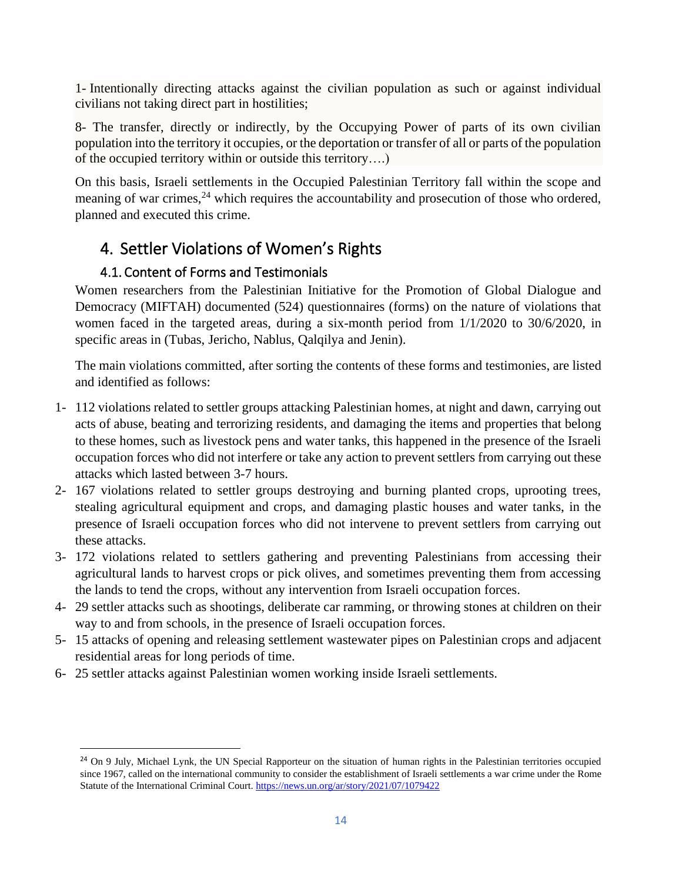1- Intentionally directing attacks against the civilian population as such or against individual civilians not taking direct part in hostilities;

8- The transfer, directly or indirectly, by the Occupying Power of parts of its own civilian population into the territory it occupies, or the deportation or transfer of all or parts of the population of the occupied territory within or outside this territory….)

On this basis, Israeli settlements in the Occupied Palestinian Territory fall within the scope and meaning of war crimes,[24] which requires the accountability and prosecution of those who ordered, planned and executed this crime.

## 4. Settler Violations of Women's Rights

### 4.1. Content of Forms and Testimonials

Women researchers from the Palestinian Initiative for the Promotion of Global Dialogue and Democracy (MIFTAH) documented (524) questionnaires (forms) on the nature of violations that women faced in the targeted areas, during a six-month period from 1/1/2020 to 30/6/2020, in specific areas in (Tubas, Jericho, Nablus, Qalqilya and Jenin).

The main violations committed, after sorting the contents of these forms and testimonies, are listed and identified as follows:

1- 112 violations related to settler groups attacking Palestinian homes, at night and dawn, carrying out acts of abuse, beating and terrorizing residents, and damaging the items and properties that belong to these homes, such as livestock pens and water tanks, this happened in the presence of the Israeli occupation forces who did not interfere or take any action to prevent settlers from carrying out these attacks which lasted between 3-7 hours.
2- 167 violations related to settler groups destroying and burning planted crops, uprooting trees, stealing agricultural equipment and crops, and damaging plastic houses and water tanks, in the presence of Israeli occupation forces who did not intervene to prevent settlers from carrying out these attacks.
3- 172 violations related to settlers gathering and preventing Palestinians from accessing their agricultural lands to harvest crops or pick olives, and sometimes preventing them from accessing the lands to tend the crops, without any intervention from Israeli occupation forces.
4- 29 settler attacks such as shootings, deliberate car ramming, or throwing stones at children on their way to and from schools, in the presence of Israeli occupation forces.
5- 15 attacks of opening and releasing settlement wastewater pipes on Palestinian crops and adjacent residential areas for long periods of time.
6- 25 settler attacks against Palestinian women working inside Israeli settlements.

---

[24] On 9 July, Michael Lynk, the UN Special Rapporteur on the situation of human rights in the Palestinian territories occupied since 1967, called on the international community to consider the establishment of Israeli settlements a war crime under the Rome Statute of the International Criminal Court. https://news.un.org/ar/story/2021/07/1079422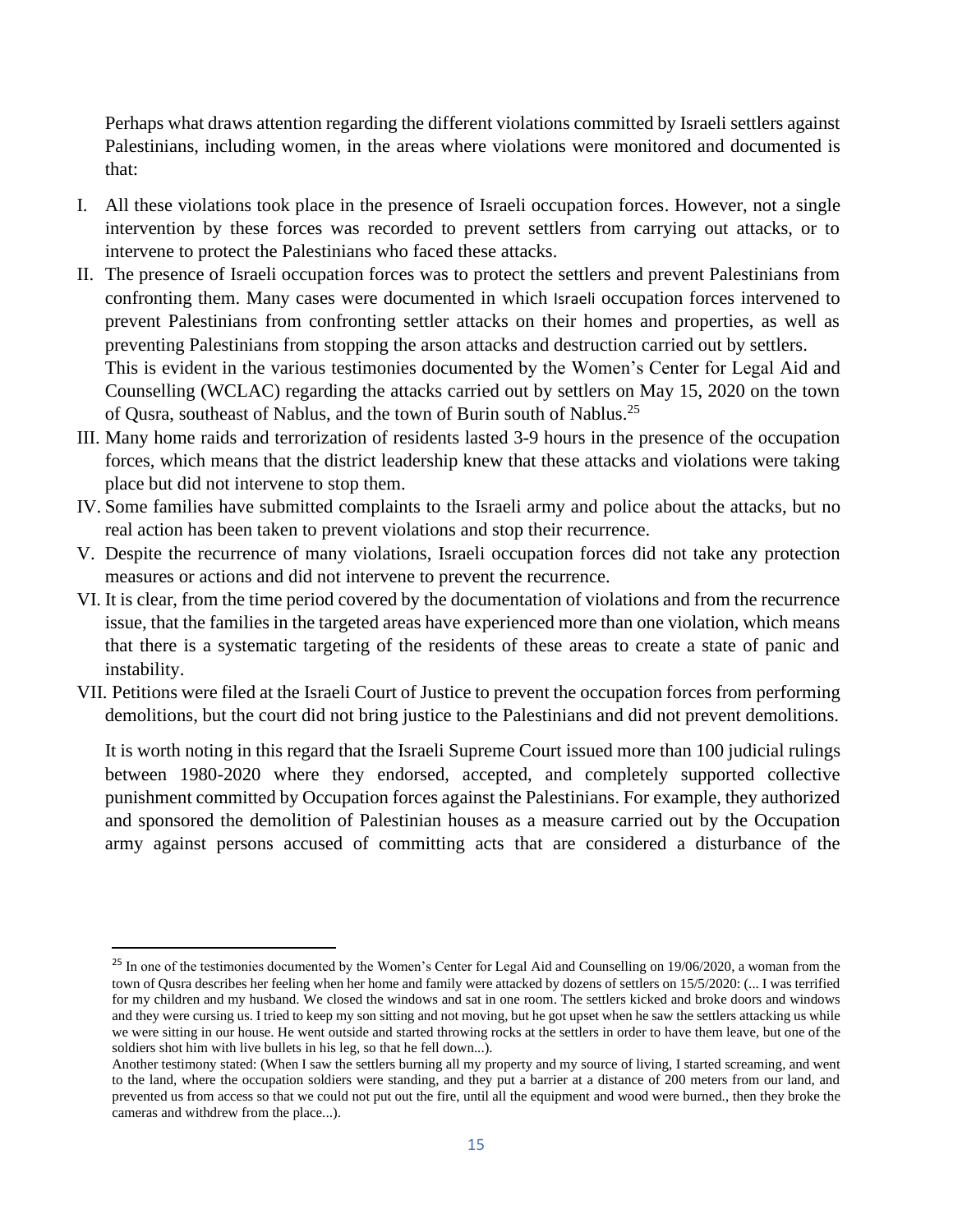Perhaps what draws attention regarding the different violations committed by Israeli settlers against Palestinians, including women, in the areas where violations were monitored and documented is that:

I. All these violations took place in the presence of Israeli occupation forces. However, not a single intervention by these forces was recorded to prevent settlers from carrying out attacks, or to intervene to protect the Palestinians who faced these attacks.

II. The presence of Israeli occupation forces was to protect the settlers and prevent Palestinians from confronting them. Many cases were documented in which Israeli occupation forces intervened to prevent Palestinians from confronting settler attacks on their homes and properties, as well as preventing Palestinians from stopping the arson attacks and destruction carried out by settlers.
This is evident in the various testimonies documented by the Women's Center for Legal Aid and Counselling (WCLAC) regarding the attacks carried out by settlers on May 15, 2020 on the town of Qusra, southeast of Nablus, and the town of Burin south of Nablus.[25]

III. Many home raids and terrorization of residents lasted 3-9 hours in the presence of the occupation forces, which means that the district leadership knew that these attacks and violations were taking place but did not intervene to stop them.

IV. Some families have submitted complaints to the Israeli army and police about the attacks, but no real action has been taken to prevent violations and stop their recurrence.

V. Despite the recurrence of many violations, Israeli occupation forces did not take any protection measures or actions and did not intervene to prevent the recurrence.

VI. It is clear, from the time period covered by the documentation of violations and from the recurrence issue, that the families in the targeted areas have experienced more than one violation, which means that there is a systematic targeting of the residents of these areas to create a state of panic and instability.

VII. Petitions were filed at the Israeli Court of Justice to prevent the occupation forces from performing demolitions, but the court did not bring justice to the Palestinians and did not prevent demolitions.

It is worth noting in this regard that the Israeli Supreme Court issued more than 100 judicial rulings between 1980-2020 where they endorsed, accepted, and completely supported collective punishment committed by Occupation forces against the Palestinians. For example, they authorized and sponsored the demolition of Palestinian houses as a measure carried out by the Occupation army against persons accused of committing acts that are considered a disturbance of the

---

[25] In one of the testimonies documented by the Women's Center for Legal Aid and Counselling on 19/06/2020, a woman from the town of Qusra describes her feeling when her home and family were attacked by dozens of settlers on 15/5/2020: (... I was terrified for my children and my husband. We closed the windows and sat in one room. The settlers kicked and broke doors and windows and they were cursing us. I tried to keep my son sitting and not moving, but he got upset when he saw the settlers attacking us while we were sitting in our house. He went outside and started throwing rocks at the settlers in order to have them leave, but one of the soldiers shot him with live bullets in his leg, so that he fell down...).

Another testimony stated: (When I saw the settlers burning all my property and my source of living, I started screaming, and went to the land, where the occupation soldiers were standing, and they put a barrier at a distance of 200 meters from our land, and prevented us from access so that we could not put out the fire, until all the equipment and wood were burned., then they broke the cameras and withdrew from the place...).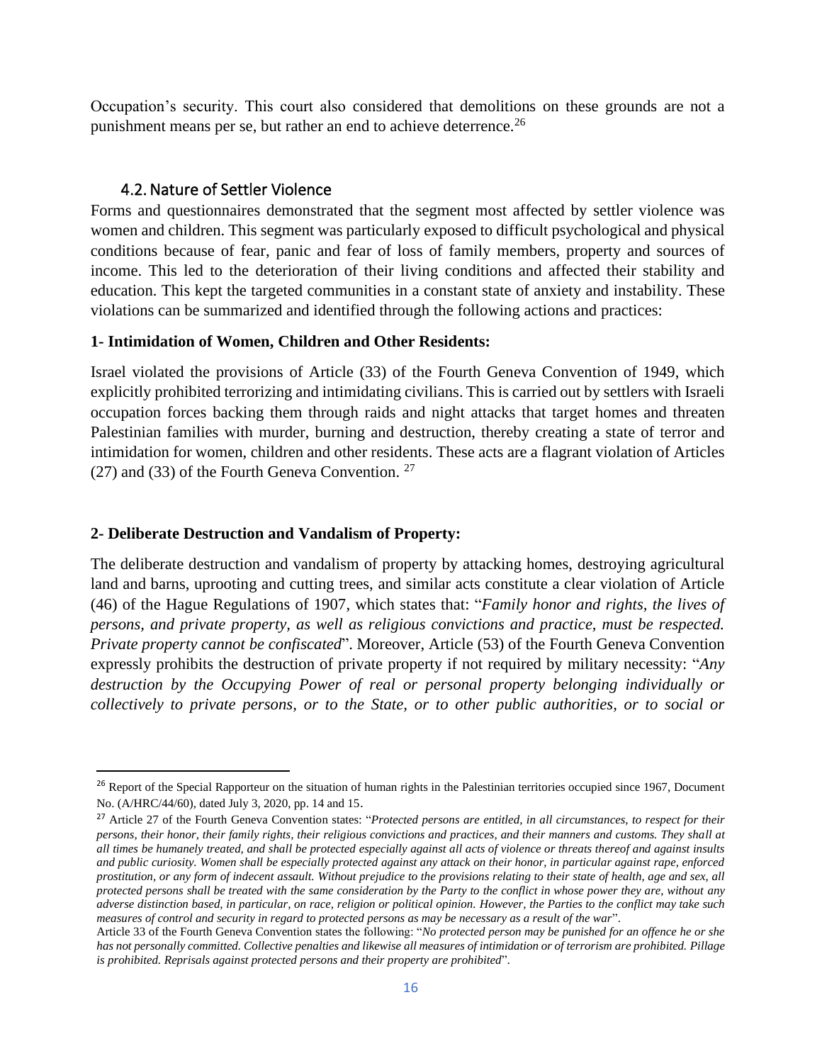Occupation's security. This court also considered that demolitions on these grounds are not a punishment means per se, but rather an end to achieve deterrence.[26]

### 4.2. Nature of Settler Violence

Forms and questionnaires demonstrated that the segment most affected by settler violence was women and children. This segment was particularly exposed to difficult psychological and physical conditions because of fear, panic and fear of loss of family members, property and sources of income. This led to the deterioration of their living conditions and affected their stability and education. This kept the targeted communities in a constant state of anxiety and instability. These violations can be summarized and identified through the following actions and practices:

**1- Intimidation of Women, Children and Other Residents:**

Israel violated the provisions of Article (33) of the Fourth Geneva Convention of 1949, which explicitly prohibited terrorizing and intimidating civilians. This is carried out by settlers with Israeli occupation forces backing them through raids and night attacks that target homes and threaten Palestinian families with murder, burning and destruction, thereby creating a state of terror and intimidation for women, children and other residents. These acts are a flagrant violation of Articles (27) and (33) of the Fourth Geneva Convention. [27]

**2- Deliberate Destruction and Vandalism of Property:**

The deliberate destruction and vandalism of property by attacking homes, destroying agricultural land and barns, uprooting and cutting trees, and similar acts constitute a clear violation of Article (46) of the Hague Regulations of 1907, which states that: "*Family honor and rights, the lives of persons, and private property, as well as religious convictions and practice, must be respected. Private property cannot be confiscated*". Moreover, Article (53) of the Fourth Geneva Convention expressly prohibits the destruction of private property if not required by military necessity: "*Any destruction by the Occupying Power of real or personal property belonging individually or collectively to private persons, or to the State, or to other public authorities, or to social or*

---

[26] Report of the Special Rapporteur on the situation of human rights in the Palestinian territories occupied since 1967, Document No. (A/HRC/44/60), dated July 3, 2020, pp. 14 and 15.

[27] Article 27 of the Fourth Geneva Convention states: "*Protected persons are entitled, in all circumstances, to respect for their persons, their honor, their family rights, their religious convictions and practices, and their manners and customs. They shall at all times be humanely treated, and shall be protected especially against all acts of violence or threats thereof and against insults and public curiosity. Women shall be especially protected against any attack on their honor, in particular against rape, enforced prostitution, or any form of indecent assault. Without prejudice to the provisions relating to their state of health, age and sex, all protected persons shall be treated with the same consideration by the Party to the conflict in whose power they are, without any adverse distinction based, in particular, on race, religion or political opinion. However, the Parties to the conflict may take such measures of control and security in regard to protected persons as may be necessary as a result of the war*".

Article 33 of the Fourth Geneva Convention states the following: "*No protected person may be punished for an offence he or she has not personally committed. Collective penalties and likewise all measures of intimidation or of terrorism are prohibited. Pillage is prohibited. Reprisals against protected persons and their property are prohibited*".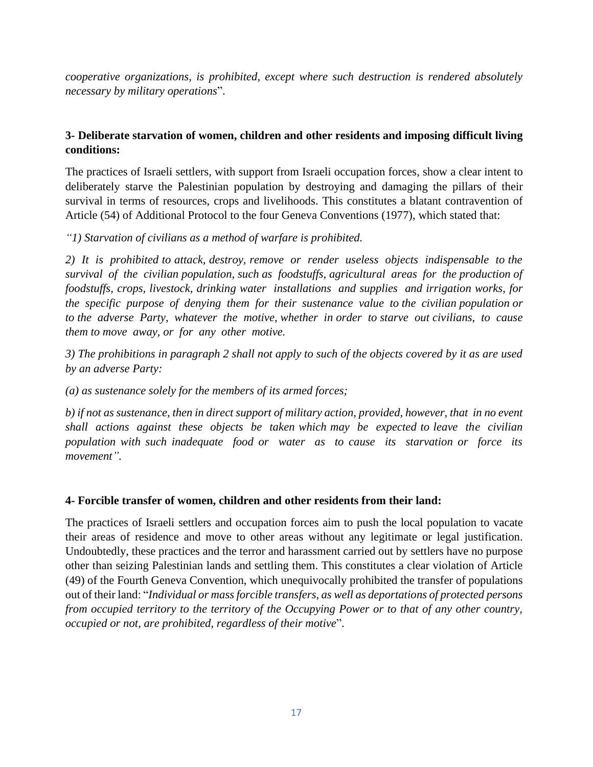*cooperative organizations, is prohibited, except where such destruction is rendered absolutely necessary by military operations*".

**3- Deliberate starvation of women, children and other residents and imposing difficult living conditions:**

The practices of Israeli settlers, with support from Israeli occupation forces, show a clear intent to deliberately starve the Palestinian population by destroying and damaging the pillars of their survival in terms of resources, crops and livelihoods. This constitutes a blatant contravention of Article (54) of Additional Protocol to the four Geneva Conventions (1977), which stated that:

*"1) Starvation of civilians as a method of warfare is prohibited.*

*2) It is prohibited to attack, destroy, remove or render useless objects indispensable to the survival of the civilian population, such as foodstuffs, agricultural areas for the production of foodstuffs, crops, livestock, drinking water installations and supplies and irrigation works, for the specific purpose of denying them for their sustenance value to the civilian population or to the adverse Party, whatever the motive, whether in order to starve out civilians, to cause them to move away, or for any other motive.*

*3) The prohibitions in paragraph 2 shall not apply to such of the objects covered by it as are used by an adverse Party:*

*(a) as sustenance solely for the members of its armed forces;*

*b) if not as sustenance, then in direct support of military action, provided, however, that in no event shall actions against these objects be taken which may be expected to leave the civilian population with such inadequate food or water as to cause its starvation or force its movement".*

**4- Forcible transfer of women, children and other residents from their land:**

The practices of Israeli settlers and occupation forces aim to push the local population to vacate their areas of residence and move to other areas without any legitimate or legal justification. Undoubtedly, these practices and the terror and harassment carried out by settlers have no purpose other than seizing Palestinian lands and settling them. This constitutes a clear violation of Article (49) of the Fourth Geneva Convention, which unequivocally prohibited the transfer of populations out of their land: "*Individual or mass forcible transfers, as well as deportations of protected persons from occupied territory to the territory of the Occupying Power or to that of any other country, occupied or not, are prohibited, regardless of their motive*".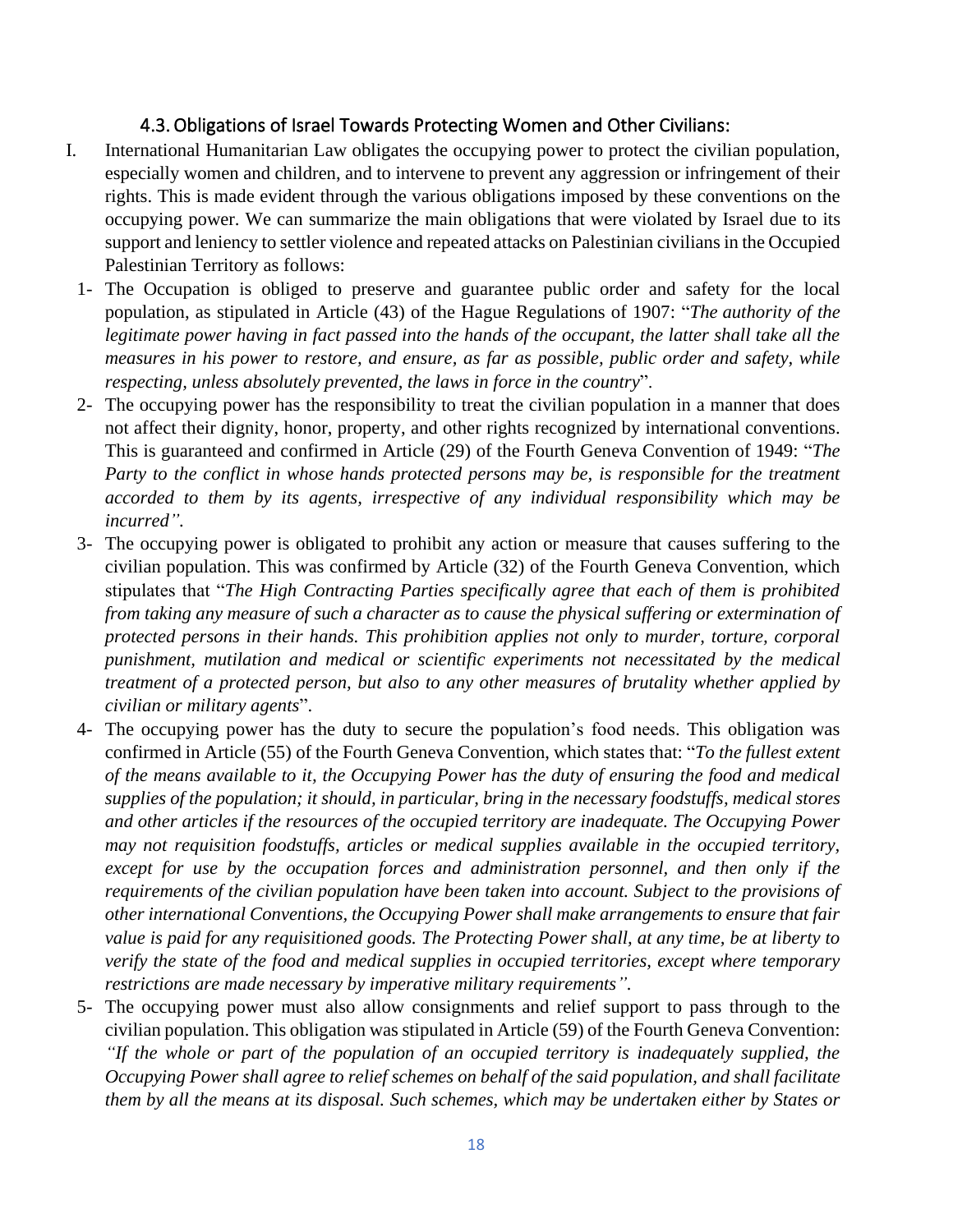### 4.3. Obligations of Israel Towards Protecting Women and Other Civilians:

I. International Humanitarian Law obligates the occupying power to protect the civilian population, especially women and children, and to intervene to prevent any aggression or infringement of their rights. This is made evident through the various obligations imposed by these conventions on the occupying power. We can summarize the main obligations that were violated by Israel due to its support and leniency to settler violence and repeated attacks on Palestinian civilians in the Occupied Palestinian Territory as follows:

1- The Occupation is obliged to preserve and guarantee public order and safety for the local population, as stipulated in Article (43) of the Hague Regulations of 1907: "*The authority of the legitimate power having in fact passed into the hands of the occupant, the latter shall take all the measures in his power to restore, and ensure, as far as possible, public order and safety, while respecting, unless absolutely prevented, the laws in force in the country*".

2- The occupying power has the responsibility to treat the civilian population in a manner that does not affect their dignity, honor, property, and other rights recognized by international conventions. This is guaranteed and confirmed in Article (29) of the Fourth Geneva Convention of 1949: "*The Party to the conflict in whose hands protected persons may be, is responsible for the treatment accorded to them by its agents, irrespective of any individual responsibility which may be incurred".*

3- The occupying power is obligated to prohibit any action or measure that causes suffering to the civilian population. This was confirmed by Article (32) of the Fourth Geneva Convention, which stipulates that "*The High Contracting Parties specifically agree that each of them is prohibited from taking any measure of such a character as to cause the physical suffering or extermination of protected persons in their hands. This prohibition applies not only to murder, torture, corporal punishment, mutilation and medical or scientific experiments not necessitated by the medical treatment of a protected person, but also to any other measures of brutality whether applied by civilian or military agents*".

4- The occupying power has the duty to secure the population's food needs. This obligation was confirmed in Article (55) of the Fourth Geneva Convention, which states that: "*To the fullest extent of the means available to it, the Occupying Power has the duty of ensuring the food and medical supplies of the population; it should, in particular, bring in the necessary foodstuffs, medical stores and other articles if the resources of the occupied territory are inadequate. The Occupying Power may not requisition foodstuffs, articles or medical supplies available in the occupied territory, except for use by the occupation forces and administration personnel, and then only if the requirements of the civilian population have been taken into account. Subject to the provisions of other international Conventions, the Occupying Power shall make arrangements to ensure that fair value is paid for any requisitioned goods. The Protecting Power shall, at any time, be at liberty to verify the state of the food and medical supplies in occupied territories, except where temporary restrictions are made necessary by imperative military requirements".*

5- The occupying power must also allow consignments and relief support to pass through to the civilian population. This obligation was stipulated in Article (59) of the Fourth Geneva Convention: *"If the whole or part of the population of an occupied territory is inadequately supplied, the Occupying Power shall agree to relief schemes on behalf of the said population, and shall facilitate them by all the means at its disposal. Such schemes, which may be undertaken either by States or*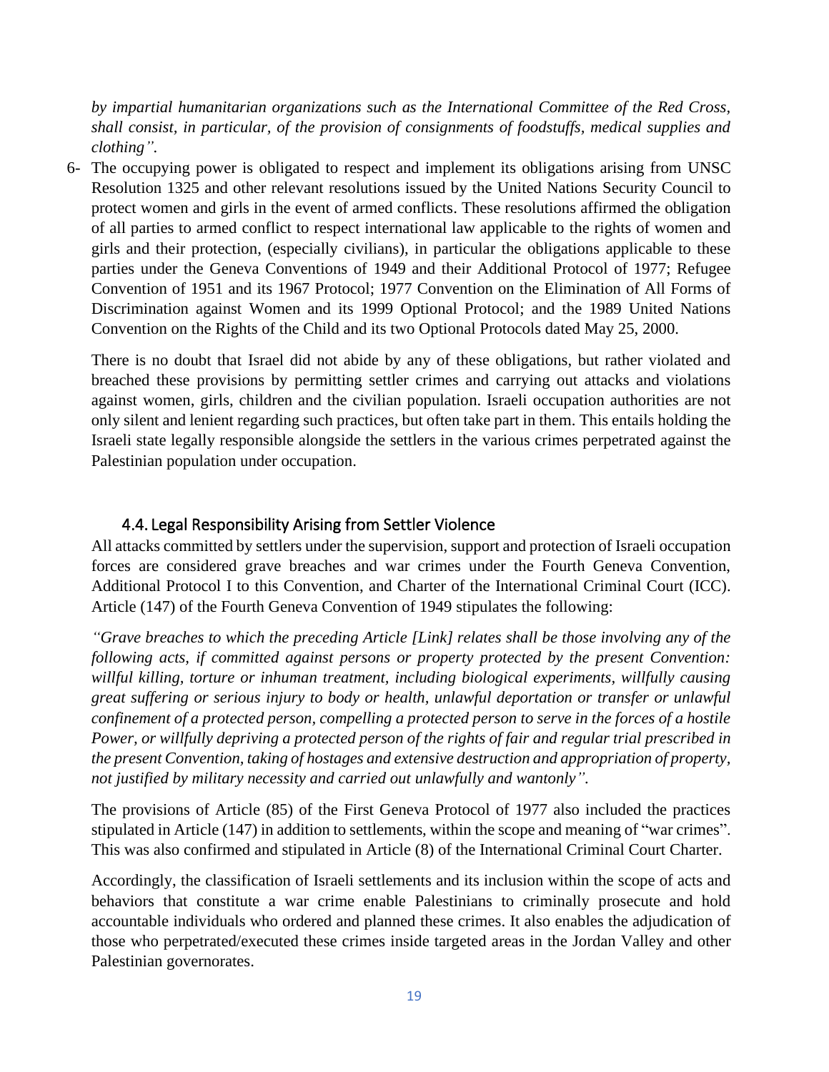*by impartial humanitarian organizations such as the International Committee of the Red Cross, shall consist, in particular, of the provision of consignments of foodstuffs, medical supplies and clothing”.*

6- The occupying power is obligated to respect and implement its obligations arising from UNSC Resolution 1325 and other relevant resolutions issued by the United Nations Security Council to protect women and girls in the event of armed conflicts. These resolutions affirmed the obligation of all parties to armed conflict to respect international law applicable to the rights of women and girls and their protection, (especially civilians), in particular the obligations applicable to these parties under the Geneva Conventions of 1949 and their Additional Protocol of 1977; Refugee Convention of 1951 and its 1967 Protocol; 1977 Convention on the Elimination of All Forms of Discrimination against Women and its 1999 Optional Protocol; and the 1989 United Nations Convention on the Rights of the Child and its two Optional Protocols dated May 25, 2000.

   There is no doubt that Israel did not abide by any of these obligations, but rather violated and breached these provisions by permitting settler crimes and carrying out attacks and violations against women, girls, children and the civilian population. Israeli occupation authorities are not only silent and lenient regarding such practices, but often take part in them. This entails holding the Israeli state legally responsible alongside the settlers in the various crimes perpetrated against the Palestinian population under occupation.

### 4.4. Legal Responsibility Arising from Settler Violence

All attacks committed by settlers under the supervision, support and protection of Israeli occupation forces are considered grave breaches and war crimes under the Fourth Geneva Convention, Additional Protocol I to this Convention, and Charter of the International Criminal Court (ICC). Article (147) of the Fourth Geneva Convention of 1949 stipulates the following:

*“Grave breaches to which the preceding Article [Link] relates shall be those involving any of the following acts, if committed against persons or property protected by the present Convention: willful killing, torture or inhuman treatment, including biological experiments, willfully causing great suffering or serious injury to body or health, unlawful deportation or transfer or unlawful confinement of a protected person, compelling a protected person to serve in the forces of a hostile Power, or willfully depriving a protected person of the rights of fair and regular trial prescribed in the present Convention, taking of hostages and extensive destruction and appropriation of property, not justified by military necessity and carried out unlawfully and wantonly”.*

The provisions of Article (85) of the First Geneva Protocol of 1977 also included the practices stipulated in Article (147) in addition to settlements, within the scope and meaning of “war crimes”. This was also confirmed and stipulated in Article (8) of the International Criminal Court Charter.

Accordingly, the classification of Israeli settlements and its inclusion within the scope of acts and behaviors that constitute a war crime enable Palestinians to criminally prosecute and hold accountable individuals who ordered and planned these crimes. It also enables the adjudication of those who perpetrated/executed these crimes inside targeted areas in the Jordan Valley and other Palestinian governorates.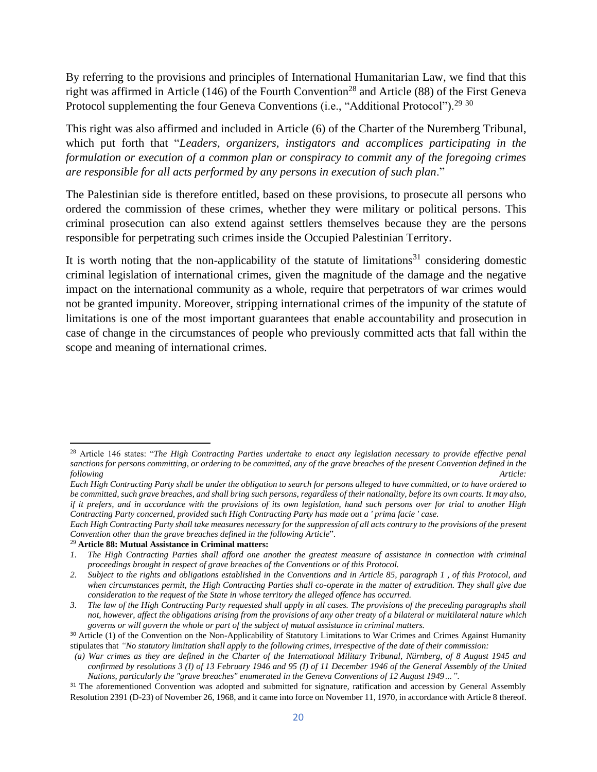By referring to the provisions and principles of International Humanitarian Law, we find that this right was affirmed in Article (146) of the Fourth Convention[28] and Article (88) of the First Geneva Protocol supplementing the four Geneva Conventions (i.e., "Additional Protocol").[29] [30]

This right was also affirmed and included in Article (6) of the Charter of the Nuremberg Tribunal, which put forth that "*Leaders, organizers, instigators and accomplices participating in the formulation or execution of a common plan or conspiracy to commit any of the foregoing crimes are responsible for all acts performed by any persons in execution of such plan*."

The Palestinian side is therefore entitled, based on these provisions, to prosecute all persons who ordered the commission of these crimes, whether they were military or political persons. This criminal prosecution can also extend against settlers themselves because they are the persons responsible for perpetrating such crimes inside the Occupied Palestinian Territory.

It is worth noting that the non-applicability of the statute of limitations[31] considering domestic criminal legislation of international crimes, given the magnitude of the damage and the negative impact on the international community as a whole, require that perpetrators of war crimes would not be granted impunity. Moreover, stripping international crimes of the impunity of the statute of limitations is one of the most important guarantees that enable accountability and prosecution in case of change in the circumstances of people who previously committed acts that fall within the scope and meaning of international crimes.

---

[28] Article 146 states: "*The High Contracting Parties undertake to enact any legislation necessary to provide effective penal sanctions for persons committing, or ordering to be committed, any of the grave breaches of the present Convention defined in the following Article:*

*Each High Contracting Party shall be under the obligation to search for persons alleged to have committed, or to have ordered to be committed, such grave breaches, and shall bring such persons, regardless of their nationality, before its own courts. It may also, if it prefers, and in accordance with the provisions of its own legislation, hand such persons over for trial to another High Contracting Party concerned, provided such High Contracting Party has made out a ' prima facie ' case.*

*Each High Contracting Party shall take measures necessary for the suppression of all acts contrary to the provisions of the present Convention other than the grave breaches defined in the following Article*".

[29] **Article 88: Mutual Assistance in Criminal matters:**

1. *The High Contracting Parties shall afford one another the greatest measure of assistance in connection with criminal proceedings brought in respect of grave breaches of the Conventions or of this Protocol.*
2. *Subject to the rights and obligations established in the Conventions and in Article 85, paragraph 1 , of this Protocol, and when circumstances permit, the High Contracting Parties shall co-operate in the matter of extradition. They shall give due consideration to the request of the State in whose territory the alleged offence has occurred.*
3. *The law of the High Contracting Party requested shall apply in all cases. The provisions of the preceding paragraphs shall not, however, affect the obligations arising from the provisions of any other treaty of a bilateral or multilateral nature which governs or will govern the whole or part of the subject of mutual assistance in criminal matters.*

[30] Article (1) of the Convention on the Non-Applicability of Statutory Limitations to War Crimes and Crimes Against Humanity stipulates that *"No statutory limitation shall apply to the following crimes, irrespective of the date of their commission:*

*(a) War crimes as they are defined in the Charter of the International Military Tribunal, Nürnberg, of 8 August 1945 and confirmed by resolutions 3 (I) of 13 February 1946 and 95 (I) of 11 December 1946 of the General Assembly of the United Nations, particularly the "grave breaches" enumerated in the Geneva Conventions of 12 August 1949…".*

[31] The aforementioned Convention was adopted and submitted for signature, ratification and accession by General Assembly Resolution 2391 (D-23) of November 26, 1968, and it came into force on November 11, 1970, in accordance with Article 8 thereof.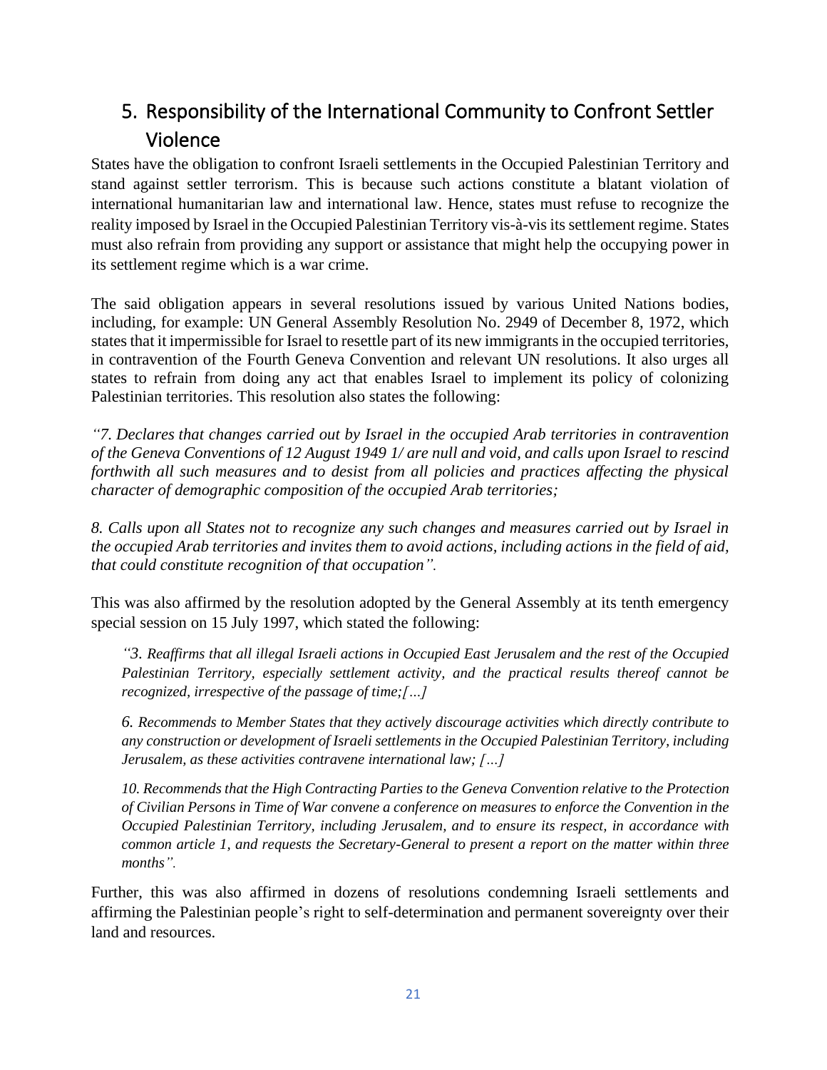## 5. Responsibility of the International Community to Confront Settler Violence

States have the obligation to confront Israeli settlements in the Occupied Palestinian Territory and stand against settler terrorism. This is because such actions constitute a blatant violation of international humanitarian law and international law. Hence, states must refuse to recognize the reality imposed by Israel in the Occupied Palestinian Territory vis-à-vis its settlement regime. States must also refrain from providing any support or assistance that might help the occupying power in its settlement regime which is a war crime.

The said obligation appears in several resolutions issued by various United Nations bodies, including, for example: UN General Assembly Resolution No. 2949 of December 8, 1972, which states that it impermissible for Israel to resettle part of its new immigrants in the occupied territories, in contravention of the Fourth Geneva Convention and relevant UN resolutions. It also urges all states to refrain from doing any act that enables Israel to implement its policy of colonizing Palestinian territories. This resolution also states the following:

*"7. Declares that changes carried out by Israel in the occupied Arab territories in contravention of the Geneva Conventions of 12 August 1949 1/ are null and void, and calls upon Israel to rescind forthwith all such measures and to desist from all policies and practices affecting the physical character of demographic composition of the occupied Arab territories;*

*8. Calls upon all States not to recognize any such changes and measures carried out by Israel in the occupied Arab territories and invites them to avoid actions, including actions in the field of aid, that could constitute recognition of that occupation".*

This was also affirmed by the resolution adopted by the General Assembly at its tenth emergency special session on 15 July 1997, which stated the following:

> *"3. Reaffirms that all illegal Israeli actions in Occupied East Jerusalem and the rest of the Occupied Palestinian Territory, especially settlement activity, and the practical results thereof cannot be recognized, irrespective of the passage of time;[…]*
>
> *6. Recommends to Member States that they actively discourage activities which directly contribute to any construction or development of Israeli settlements in the Occupied Palestinian Territory, including Jerusalem, as these activities contravene international law; […]*
>
> *10. Recommends that the High Contracting Parties to the Geneva Convention relative to the Protection of Civilian Persons in Time of War convene a conference on measures to enforce the Convention in the Occupied Palestinian Territory, including Jerusalem, and to ensure its respect, in accordance with common article 1, and requests the Secretary-General to present a report on the matter within three months".*

Further, this was also affirmed in dozens of resolutions condemning Israeli settlements and affirming the Palestinian people's right to self-determination and permanent sovereignty over their land and resources.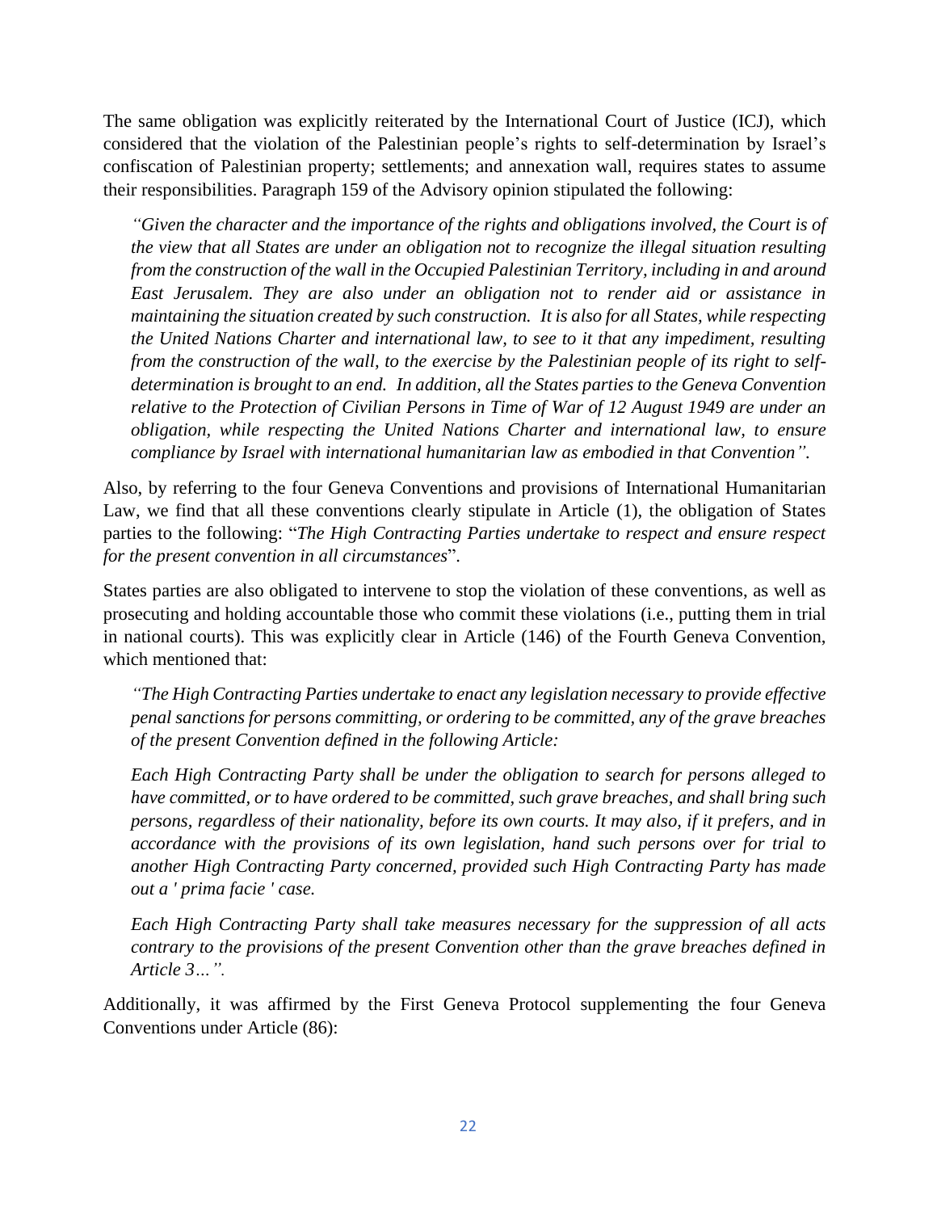The same obligation was explicitly reiterated by the International Court of Justice (ICJ), which considered that the violation of the Palestinian people's rights to self-determination by Israel's confiscation of Palestinian property; settlements; and annexation wall, requires states to assume their responsibilities. Paragraph 159 of the Advisory opinion stipulated the following:

> *"Given the character and the importance of the rights and obligations involved, the Court is of the view that all States are under an obligation not to recognize the illegal situation resulting from the construction of the wall in the Occupied Palestinian Territory, including in and around East Jerusalem. They are also under an obligation not to render aid or assistance in maintaining the situation created by such construction. It is also for all States, while respecting the United Nations Charter and international law, to see to it that any impediment, resulting from the construction of the wall, to the exercise by the Palestinian people of its right to self-determination is brought to an end. In addition, all the States parties to the Geneva Convention relative to the Protection of Civilian Persons in Time of War of 12 August 1949 are under an obligation, while respecting the United Nations Charter and international law, to ensure compliance by Israel with international humanitarian law as embodied in that Convention".*

Also, by referring to the four Geneva Conventions and provisions of International Humanitarian Law, we find that all these conventions clearly stipulate in Article (1), the obligation of States parties to the following: "*The High Contracting Parties undertake to respect and ensure respect for the present convention in all circumstances*".

States parties are also obligated to intervene to stop the violation of these conventions, as well as prosecuting and holding accountable those who commit these violations (i.e., putting them in trial in national courts). This was explicitly clear in Article (146) of the Fourth Geneva Convention, which mentioned that:

> *"The High Contracting Parties undertake to enact any legislation necessary to provide effective penal sanctions for persons committing, or ordering to be committed, any of the grave breaches of the present Convention defined in the following Article:*
>
> *Each High Contracting Party shall be under the obligation to search for persons alleged to have committed, or to have ordered to be committed, such grave breaches, and shall bring such persons, regardless of their nationality, before its own courts. It may also, if it prefers, and in accordance with the provisions of its own legislation, hand such persons over for trial to another High Contracting Party concerned, provided such High Contracting Party has made out a ' prima facie ' case.*
>
> *Each High Contracting Party shall take measures necessary for the suppression of all acts contrary to the provisions of the present Convention other than the grave breaches defined in Article 3…".*

Additionally, it was affirmed by the First Geneva Protocol supplementing the four Geneva Conventions under Article (86):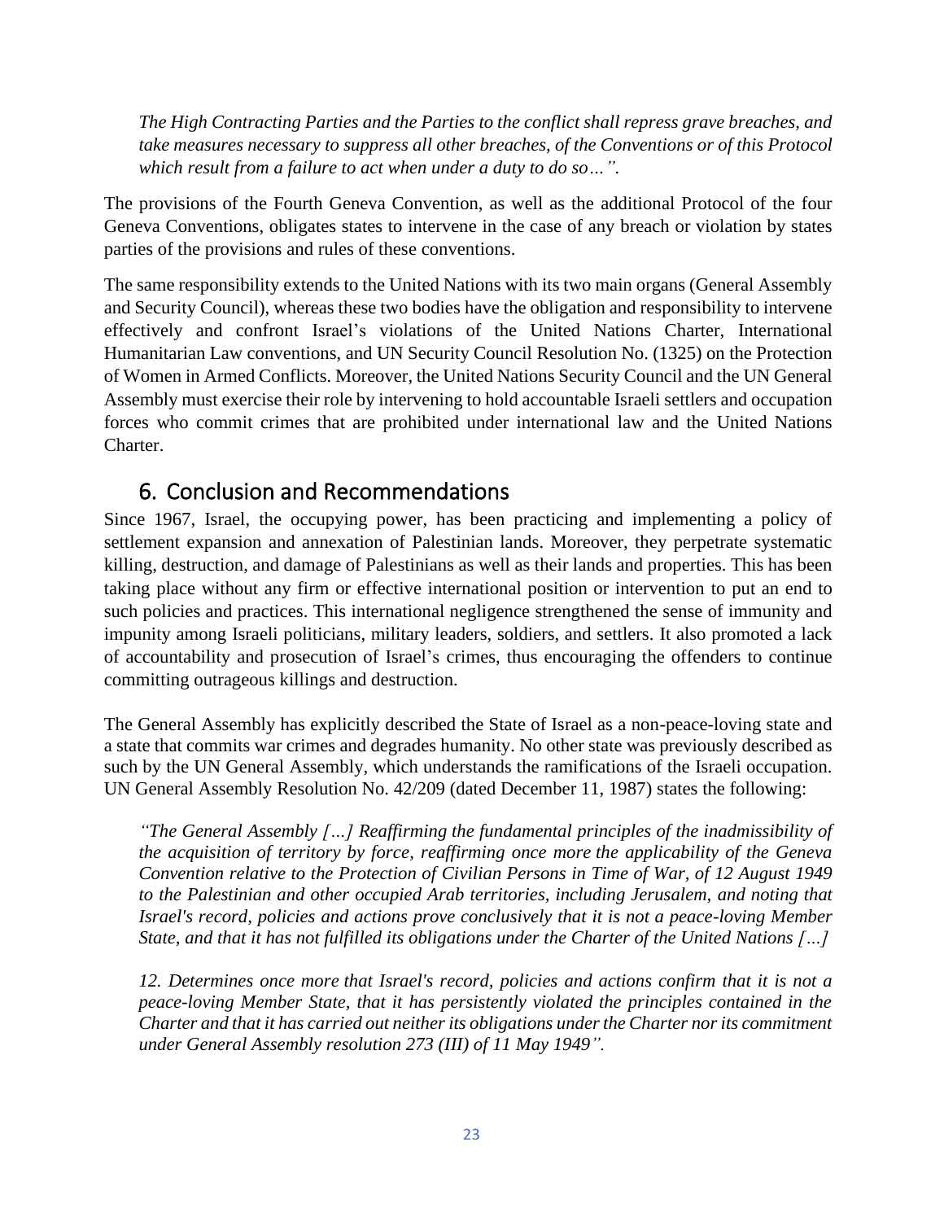*The High Contracting Parties and the Parties to the conflict shall repress grave breaches, and take measures necessary to suppress all other breaches, of the Conventions or of this Protocol which result from a failure to act when under a duty to do so…".*

The provisions of the Fourth Geneva Convention, as well as the additional Protocol of the four Geneva Conventions, obligates states to intervene in the case of any breach or violation by states parties of the provisions and rules of these conventions.

The same responsibility extends to the United Nations with its two main organs (General Assembly and Security Council), whereas these two bodies have the obligation and responsibility to intervene effectively and confront Israel's violations of the United Nations Charter, International Humanitarian Law conventions, and UN Security Council Resolution No. (1325) on the Protection of Women in Armed Conflicts. Moreover, the United Nations Security Council and the UN General Assembly must exercise their role by intervening to hold accountable Israeli settlers and occupation forces who commit crimes that are prohibited under international law and the United Nations Charter.

## 6. Conclusion and Recommendations

Since 1967, Israel, the occupying power, has been practicing and implementing a policy of settlement expansion and annexation of Palestinian lands. Moreover, they perpetrate systematic killing, destruction, and damage of Palestinians as well as their lands and properties. This has been taking place without any firm or effective international position or intervention to put an end to such policies and practices. This international negligence strengthened the sense of immunity and impunity among Israeli politicians, military leaders, soldiers, and settlers. It also promoted a lack of accountability and prosecution of Israel's crimes, thus encouraging the offenders to continue committing outrageous killings and destruction.

The General Assembly has explicitly described the State of Israel as a non-peace-loving state and a state that commits war crimes and degrades humanity. No other state was previously described as such by the UN General Assembly, which understands the ramifications of the Israeli occupation. UN General Assembly Resolution No. 42/209 (dated December 11, 1987) states the following:

*"The General Assembly […] Reaffirming the fundamental principles of the inadmissibility of the acquisition of territory by force, reaffirming once more the applicability of the Geneva Convention relative to the Protection of Civilian Persons in Time of War, of 12 August 1949 to the Palestinian and other occupied Arab territories, including Jerusalem, and noting that Israel's record, policies and actions prove conclusively that it is not a peace-loving Member State, and that it has not fulfilled its obligations under the Charter of the United Nations […]*

*12. Determines once more that Israel's record, policies and actions confirm that it is not a peace-loving Member State, that it has persistently violated the principles contained in the Charter and that it has carried out neither its obligations under the Charter nor its commitment under General Assembly resolution 273 (III) of 11 May 1949".*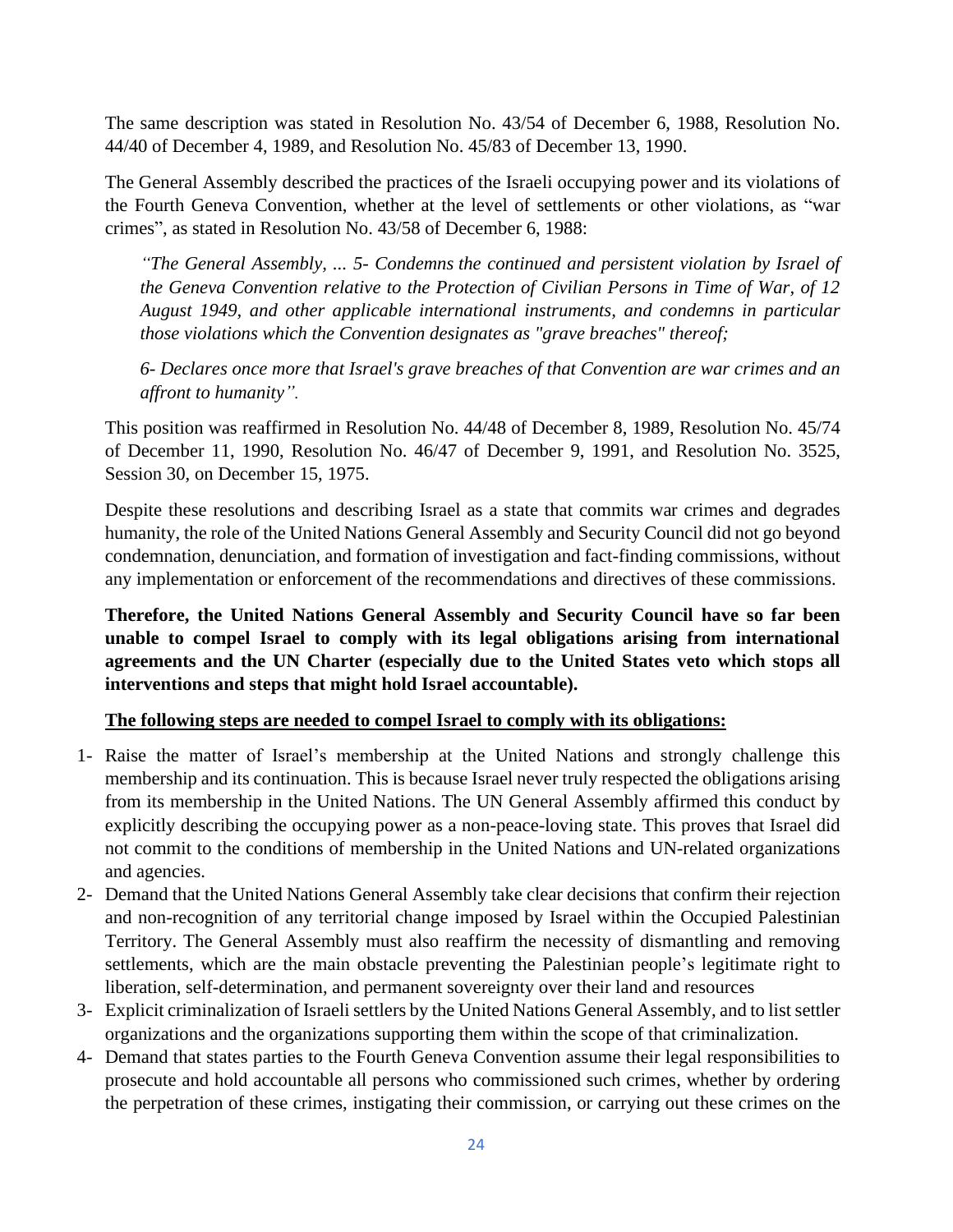The same description was stated in Resolution No. 43/54 of December 6, 1988, Resolution No. 44/40 of December 4, 1989, and Resolution No. 45/83 of December 13, 1990.

The General Assembly described the practices of the Israeli occupying power and its violations of the Fourth Geneva Convention, whether at the level of settlements or other violations, as "war crimes", as stated in Resolution No. 43/58 of December 6, 1988:

> *"The General Assembly, ... 5- Condemns the continued and persistent violation by Israel of the Geneva Convention relative to the Protection of Civilian Persons in Time of War, of 12 August 1949, and other applicable international instruments, and condemns in particular those violations which the Convention designates as "grave breaches" thereof;*
>
> *6- Declares once more that Israel's grave breaches of that Convention are war crimes and an affront to humanity".*

This position was reaffirmed in Resolution No. 44/48 of December 8, 1989, Resolution No. 45/74 of December 11, 1990, Resolution No. 46/47 of December 9, 1991, and Resolution No. 3525, Session 30, on December 15, 1975.

Despite these resolutions and describing Israel as a state that commits war crimes and degrades humanity, the role of the United Nations General Assembly and Security Council did not go beyond condemnation, denunciation, and formation of investigation and fact-finding commissions, without any implementation or enforcement of the recommendations and directives of these commissions.

**Therefore, the United Nations General Assembly and Security Council have so far been unable to compel Israel to comply with its legal obligations arising from international agreements and the UN Charter (especially due to the United States veto which stops all interventions and steps that might hold Israel accountable).**

<u>**The following steps are needed to compel Israel to comply with its obligations:**</u>

1- Raise the matter of Israel's membership at the United Nations and strongly challenge this membership and its continuation. This is because Israel never truly respected the obligations arising from its membership in the United Nations. The UN General Assembly affirmed this conduct by explicitly describing the occupying power as a non-peace-loving state. This proves that Israel did not commit to the conditions of membership in the United Nations and UN-related organizations and agencies.
2- Demand that the United Nations General Assembly take clear decisions that confirm their rejection and non-recognition of any territorial change imposed by Israel within the Occupied Palestinian Territory. The General Assembly must also reaffirm the necessity of dismantling and removing settlements, which are the main obstacle preventing the Palestinian people's legitimate right to liberation, self-determination, and permanent sovereignty over their land and resources
3- Explicit criminalization of Israeli settlers by the United Nations General Assembly, and to list settler organizations and the organizations supporting them within the scope of that criminalization.
4- Demand that states parties to the Fourth Geneva Convention assume their legal responsibilities to prosecute and hold accountable all persons who commissioned such crimes, whether by ordering the perpetration of these crimes, instigating their commission, or carrying out these crimes on the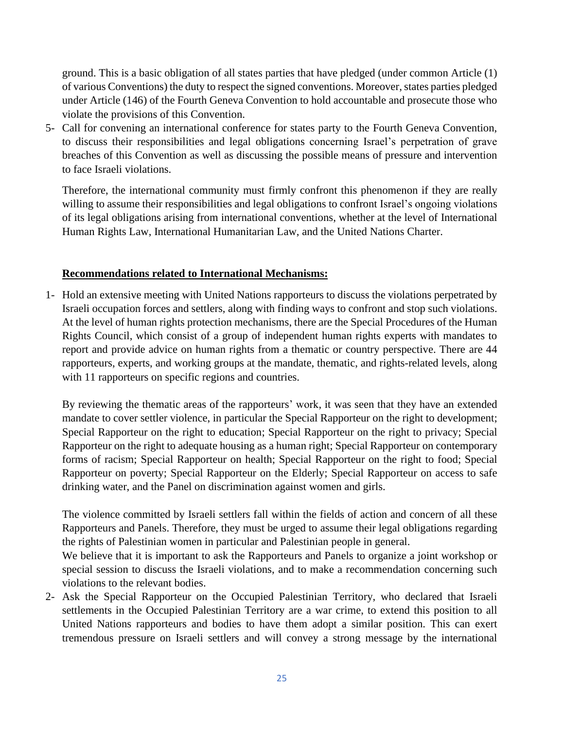ground. This is a basic obligation of all states parties that have pledged (under common Article (1) of various Conventions) the duty to respect the signed conventions. Moreover, states parties pledged under Article (146) of the Fourth Geneva Convention to hold accountable and prosecute those who violate the provisions of this Convention.

5- Call for convening an international conference for states party to the Fourth Geneva Convention, to discuss their responsibilities and legal obligations concerning Israel's perpetration of grave breaches of this Convention as well as discussing the possible means of pressure and intervention to face Israeli violations.

   Therefore, the international community must firmly confront this phenomenon if they are really willing to assume their responsibilities and legal obligations to confront Israel's ongoing violations of its legal obligations arising from international conventions, whether at the level of International Human Rights Law, International Humanitarian Law, and the United Nations Charter.

**Recommendations related to International Mechanisms:**

1- Hold an extensive meeting with United Nations rapporteurs to discuss the violations perpetrated by Israeli occupation forces and settlers, along with finding ways to confront and stop such violations. At the level of human rights protection mechanisms, there are the Special Procedures of the Human Rights Council, which consist of a group of independent human rights experts with mandates to report and provide advice on human rights from a thematic or country perspective. There are 44 rapporteurs, experts, and working groups at the mandate, thematic, and rights-related levels, along with 11 rapporteurs on specific regions and countries.

   By reviewing the thematic areas of the rapporteurs' work, it was seen that they have an extended mandate to cover settler violence, in particular the Special Rapporteur on the right to development; Special Rapporteur on the right to education; Special Rapporteur on the right to privacy; Special Rapporteur on the right to adequate housing as a human right; Special Rapporteur on contemporary forms of racism; Special Rapporteur on health; Special Rapporteur on the right to food; Special Rapporteur on poverty; Special Rapporteur on the Elderly; Special Rapporteur on access to safe drinking water, and the Panel on discrimination against women and girls.

   The violence committed by Israeli settlers fall within the fields of action and concern of all these Rapporteurs and Panels. Therefore, they must be urged to assume their legal obligations regarding the rights of Palestinian women in particular and Palestinian people in general.
   We believe that it is important to ask the Rapporteurs and Panels to organize a joint workshop or special session to discuss the Israeli violations, and to make a recommendation concerning such violations to the relevant bodies.

2- Ask the Special Rapporteur on the Occupied Palestinian Territory, who declared that Israeli settlements in the Occupied Palestinian Territory are a war crime, to extend this position to all United Nations rapporteurs and bodies to have them adopt a similar position. This can exert tremendous pressure on Israeli settlers and will convey a strong message by the international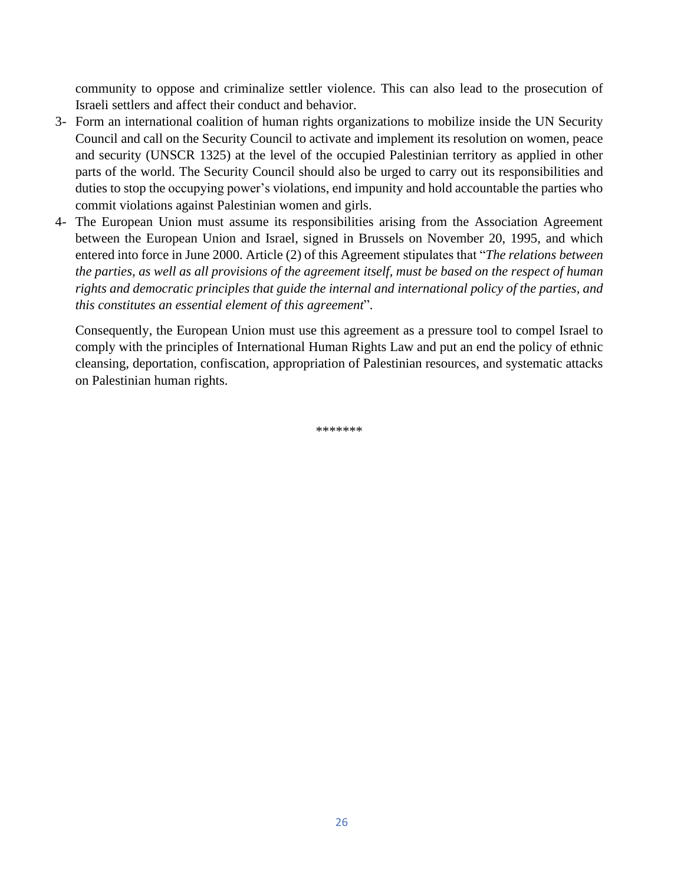community to oppose and criminalize settler violence. This can also lead to the prosecution of Israeli settlers and affect their conduct and behavior.

3- Form an international coalition of human rights organizations to mobilize inside the UN Security Council and call on the Security Council to activate and implement its resolution on women, peace and security (UNSCR 1325) at the level of the occupied Palestinian territory as applied in other parts of the world. The Security Council should also be urged to carry out its responsibilities and duties to stop the occupying power's violations, end impunity and hold accountable the parties who commit violations against Palestinian women and girls.

4- The European Union must assume its responsibilities arising from the Association Agreement between the European Union and Israel, signed in Brussels on November 20, 1995, and which entered into force in June 2000. Article (2) of this Agreement stipulates that "*The relations between the parties, as well as all provisions of the agreement itself, must be based on the respect of human rights and democratic principles that guide the internal and international policy of the parties, and this constitutes an essential element of this agreement*".

   Consequently, the European Union must use this agreement as a pressure tool to compel Israel to comply with the principles of International Human Rights Law and put an end the policy of ethnic cleansing, deportation, confiscation, appropriation of Palestinian resources, and systematic attacks on Palestinian human rights.

*******